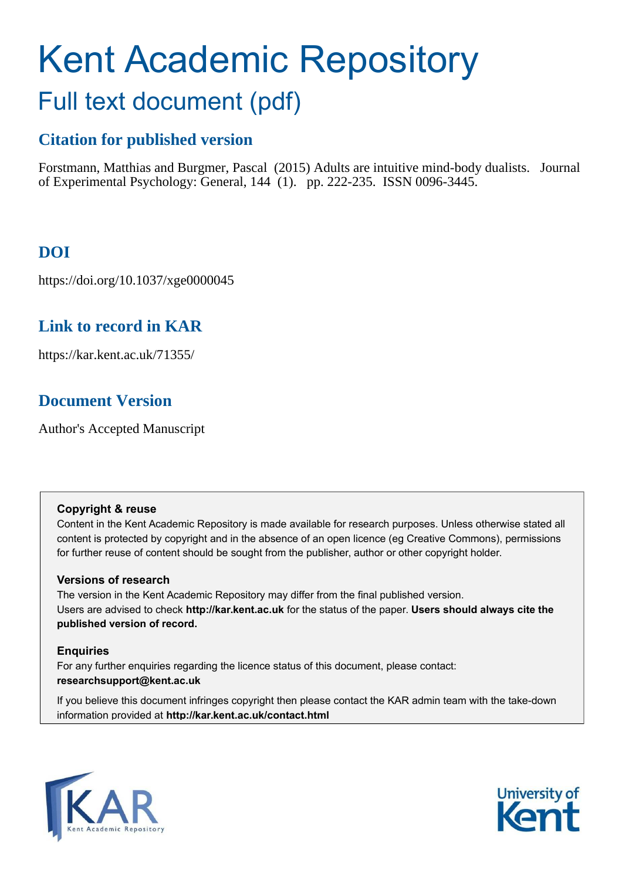# Kent Academic Repository

## Full text document (pdf)

### Citation for published version

Forstmann, Matthias and Burgmer, Pascal (2015) Adults are intuitive mind-body dualists. Journal of Experimental Psychology: General, 144 (1). pp. 222-235. ISSN 0096-3445.

### DOI

https://doi.org/10.1037/xge0000045

### Link to record in KAR

https://kar.kent.ac.uk/71355/

### Document Version

Author's Accepted Manuscript

**Copyright & reuse**

Content in the Kent Academic Repository is made available for research purposes. Unless otherwise stated all content is protected by copyright and in the absence of an open licence (eg Creative Commons), permissions for further reuse of content should be sought from the publisher, author or other copyright holder.

**Versions of research**

The version in the Kent Academic Repository may differ from the final published version. Users are advised to check **http://kar.kent.ac.uk** for the status of the paper. **Users should always cite the published version of record.**

**Enquiries**

For any further enquiries regarding the licence status of this document, please contact: **researchsupport@kent.ac.uk**

If you believe this document infringes copyright then please contact the KAR admin team with the take-down information provided at **http://kar.kent.ac.uk/contact.html**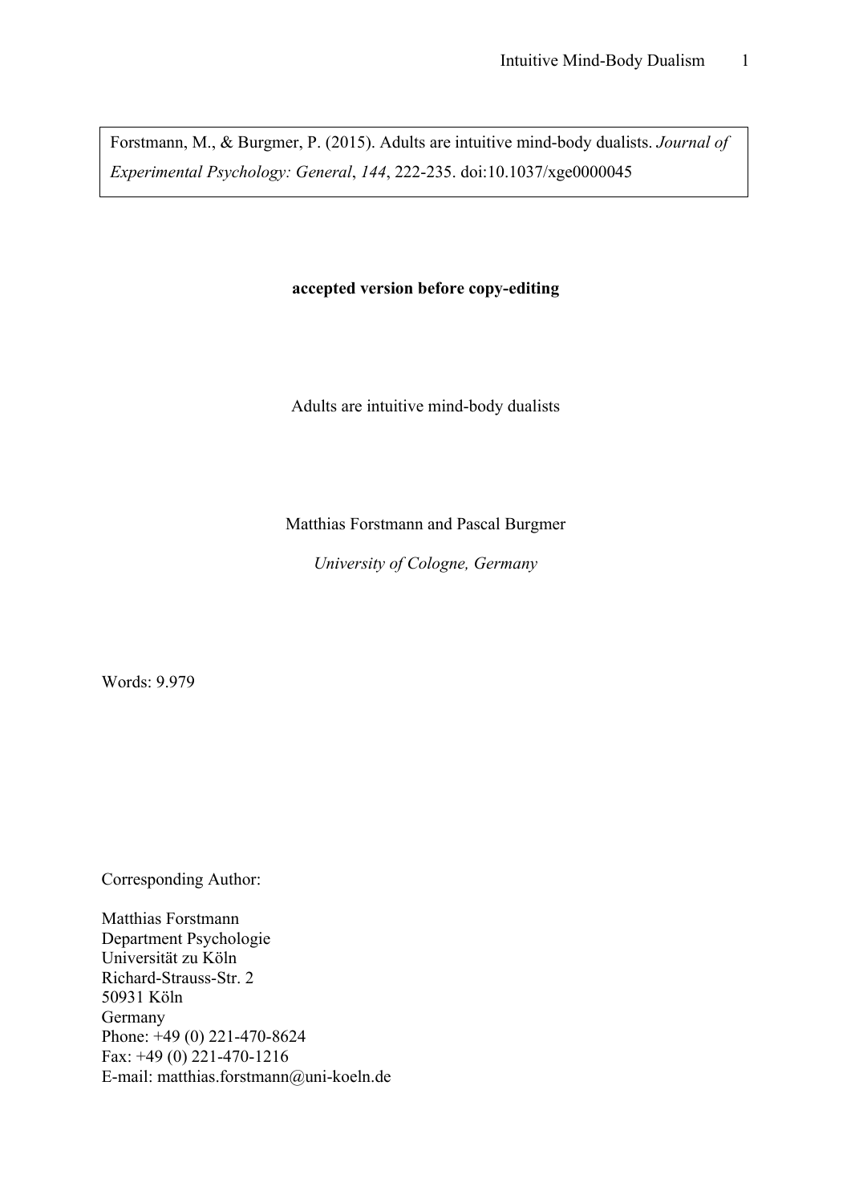Forstmann, M., & Burgmer, P. (2015). Adults are intuitive mind-body dualists. *Journal of Experimental Psychology: General*, *144*, 222-235. doi:10.1037/xge0000045

**accepted version before copy-editing**

Adults are intuitive mind-body dualists

Matthias Forstmann and Pascal Burgmer

*University of Cologne, Germany*

Words: 9.979

Corresponding Author:

Matthias Forstmann
Department Psychologie
Universität zu Köln
Richard-Strauss-Str. 2
50931 Köln
Germany
Phone: +49 (0) 221-470-8624
Fax: +49 (0) 221-470-1216
E-mail: matthias.forstmann@uni-koeln.de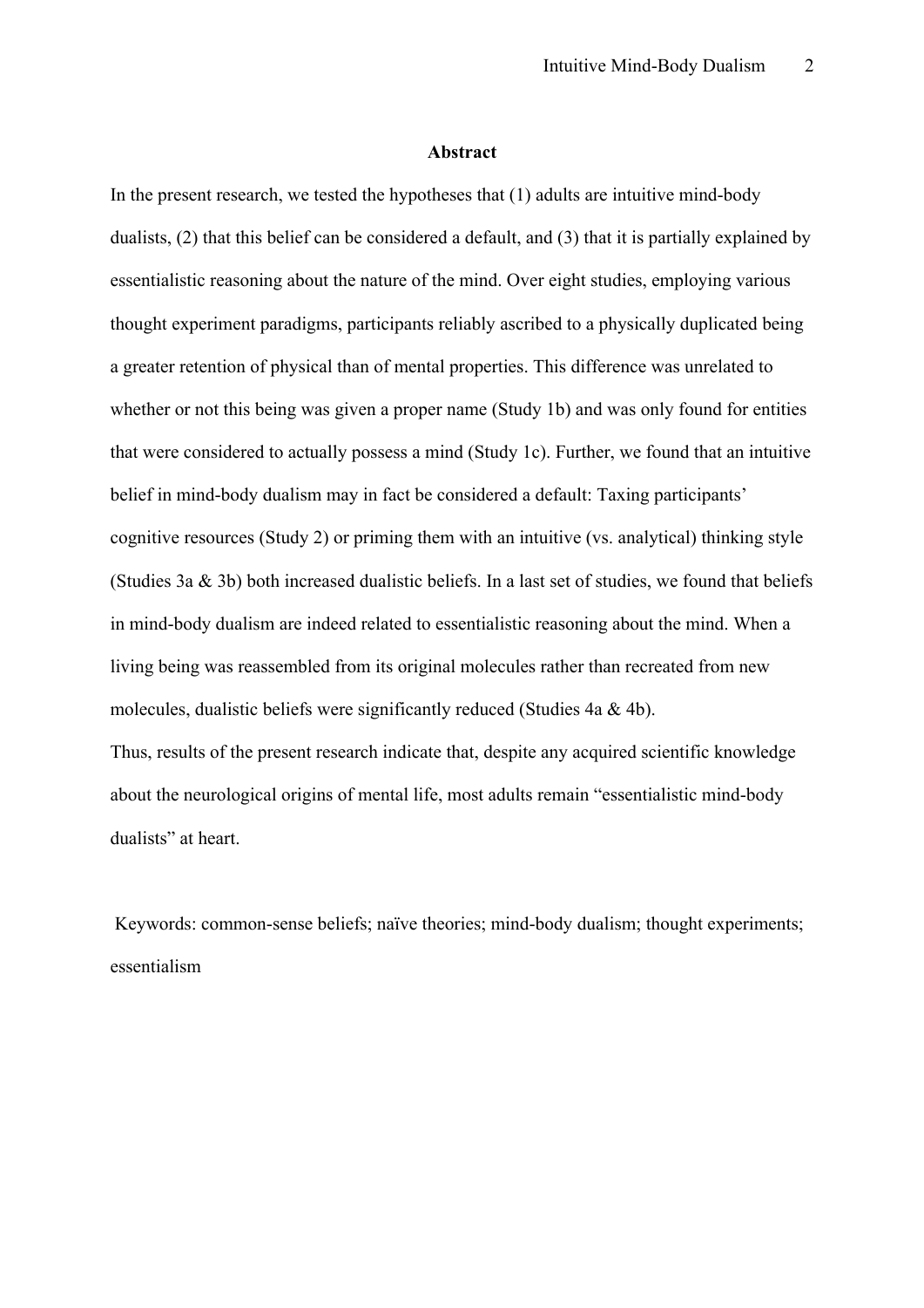## Abstract

In the present research, we tested the hypotheses that (1) adults are intuitive mind-body dualists, (2) that this belief can be considered a default, and (3) that it is partially explained by essentialistic reasoning about the nature of the mind. Over eight studies, employing various thought experiment paradigms, participants reliably ascribed to a physically duplicated being a greater retention of physical than of mental properties. This difference was unrelated to whether or not this being was given a proper name (Study 1b) and was only found for entities that were considered to actually possess a mind (Study 1c). Further, we found that an intuitive belief in mind-body dualism may in fact be considered a default: Taxing participants' cognitive resources (Study 2) or priming them with an intuitive (vs. analytical) thinking style (Studies 3a & 3b) both increased dualistic beliefs. In a last set of studies, we found that beliefs in mind-body dualism are indeed related to essentialistic reasoning about the mind. When a living being was reassembled from its original molecules rather than recreated from new molecules, dualistic beliefs were significantly reduced (Studies 4a & 4b).

Thus, results of the present research indicate that, despite any acquired scientific knowledge about the neurological origins of mental life, most adults remain "essentialistic mind-body dualists" at heart.

Keywords: common-sense beliefs; naïve theories; mind-body dualism; thought experiments; essentialism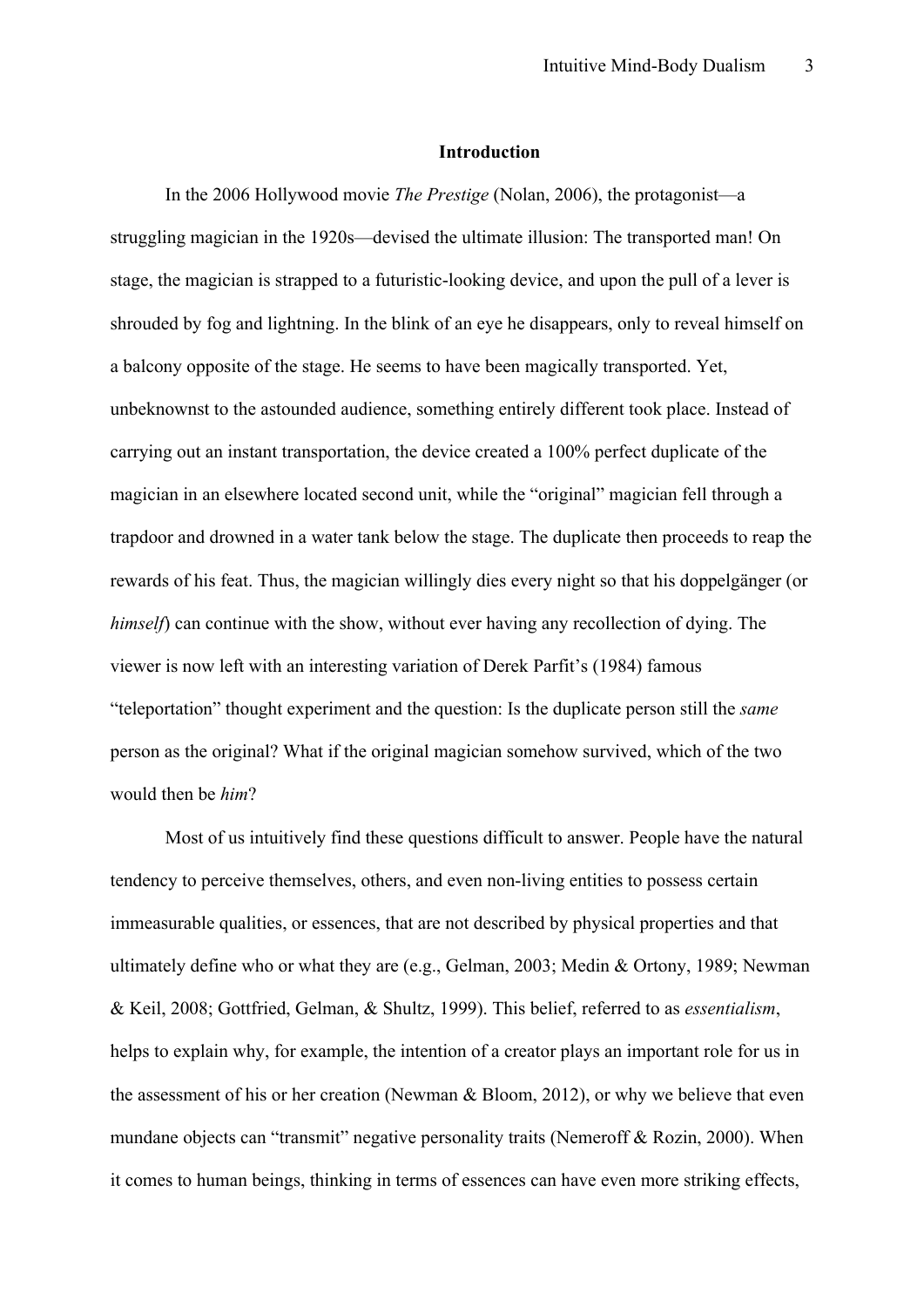## Introduction

In the 2006 Hollywood movie *The Prestige* (Nolan, 2006), the protagonist—a struggling magician in the 1920s—devised the ultimate illusion: The transported man! On stage, the magician is strapped to a futuristic-looking device, and upon the pull of a lever is shrouded by fog and lightning. In the blink of an eye he disappears, only to reveal himself on a balcony opposite of the stage. He seems to have been magically transported. Yet, unbeknownst to the astounded audience, something entirely different took place. Instead of carrying out an instant transportation, the device created a 100% perfect duplicate of the magician in an elsewhere located second unit, while the "original" magician fell through a trapdoor and drowned in a water tank below the stage. The duplicate then proceeds to reap the rewards of his feat. Thus, the magician willingly dies every night so that his doppelgänger (or *himself*) can continue with the show, without ever having any recollection of dying. The viewer is now left with an interesting variation of Derek Parfit's (1984) famous "teleportation" thought experiment and the question: Is the duplicate person still the *same* person as the original? What if the original magician somehow survived, which of the two would then be *him*?

Most of us intuitively find these questions difficult to answer. People have the natural tendency to perceive themselves, others, and even non-living entities to possess certain immeasurable qualities, or essences, that are not described by physical properties and that ultimately define who or what they are (e.g., Gelman, 2003; Medin & Ortony, 1989; Newman & Keil, 2008; Gottfried, Gelman, & Shultz, 1999). This belief, referred to as *essentialism*, helps to explain why, for example, the intention of a creator plays an important role for us in the assessment of his or her creation (Newman & Bloom, 2012), or why we believe that even mundane objects can "transmit" negative personality traits (Nemeroff & Rozin, 2000). When it comes to human beings, thinking in terms of essences can have even more striking effects,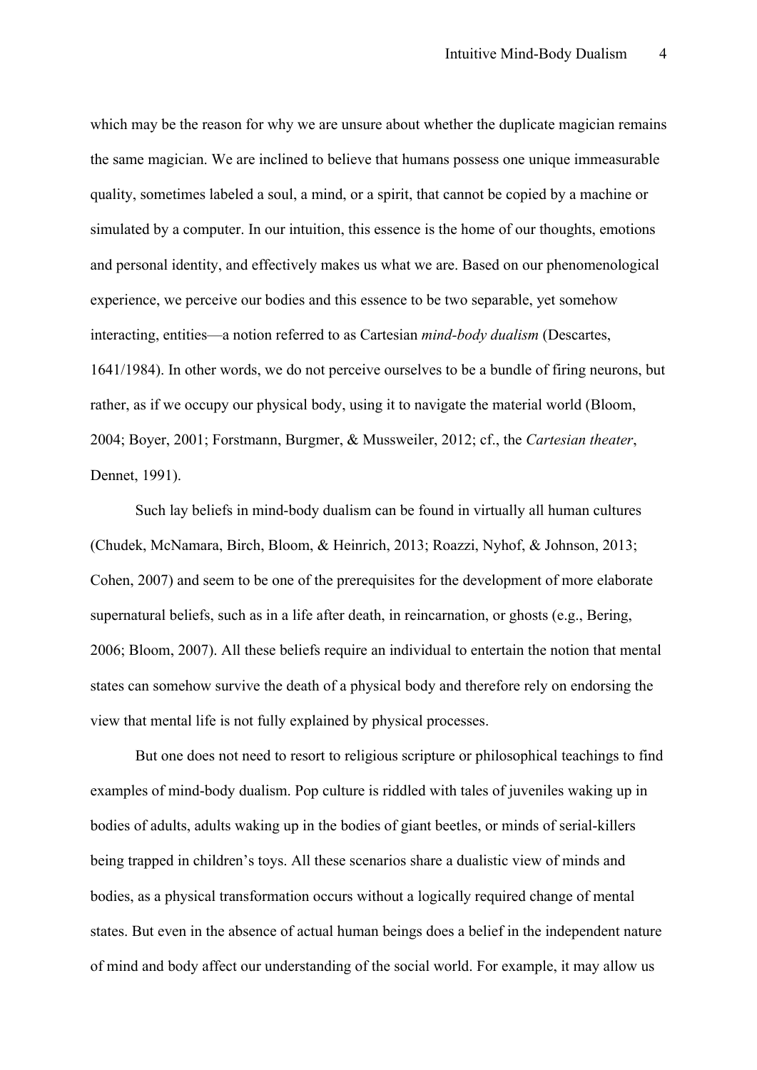which may be the reason for why we are unsure about whether the duplicate magician remains the same magician. We are inclined to believe that humans possess one unique immeasurable quality, sometimes labeled a soul, a mind, or a spirit, that cannot be copied by a machine or simulated by a computer. In our intuition, this essence is the home of our thoughts, emotions and personal identity, and effectively makes us what we are. Based on our phenomenological experience, we perceive our bodies and this essence to be two separable, yet somehow interacting, entities—a notion referred to as Cartesian *mind-body dualism* (Descartes, 1641/1984). In other words, we do not perceive ourselves to be a bundle of firing neurons, but rather, as if we occupy our physical body, using it to navigate the material world (Bloom, 2004; Boyer, 2001; Forstmann, Burgmer, & Mussweiler, 2012; cf., the *Cartesian theater*, Dennet, 1991).

Such lay beliefs in mind-body dualism can be found in virtually all human cultures (Chudek, McNamara, Birch, Bloom, & Heinrich, 2013; Roazzi, Nyhof, & Johnson, 2013; Cohen, 2007) and seem to be one of the prerequisites for the development of more elaborate supernatural beliefs, such as in a life after death, in reincarnation, or ghosts (e.g., Bering, 2006; Bloom, 2007). All these beliefs require an individual to entertain the notion that mental states can somehow survive the death of a physical body and therefore rely on endorsing the view that mental life is not fully explained by physical processes.

But one does not need to resort to religious scripture or philosophical teachings to find examples of mind-body dualism. Pop culture is riddled with tales of juveniles waking up in bodies of adults, adults waking up in the bodies of giant beetles, or minds of serial-killers being trapped in children's toys. All these scenarios share a dualistic view of minds and bodies, as a physical transformation occurs without a logically required change of mental states. But even in the absence of actual human beings does a belief in the independent nature of mind and body affect our understanding of the social world. For example, it may allow us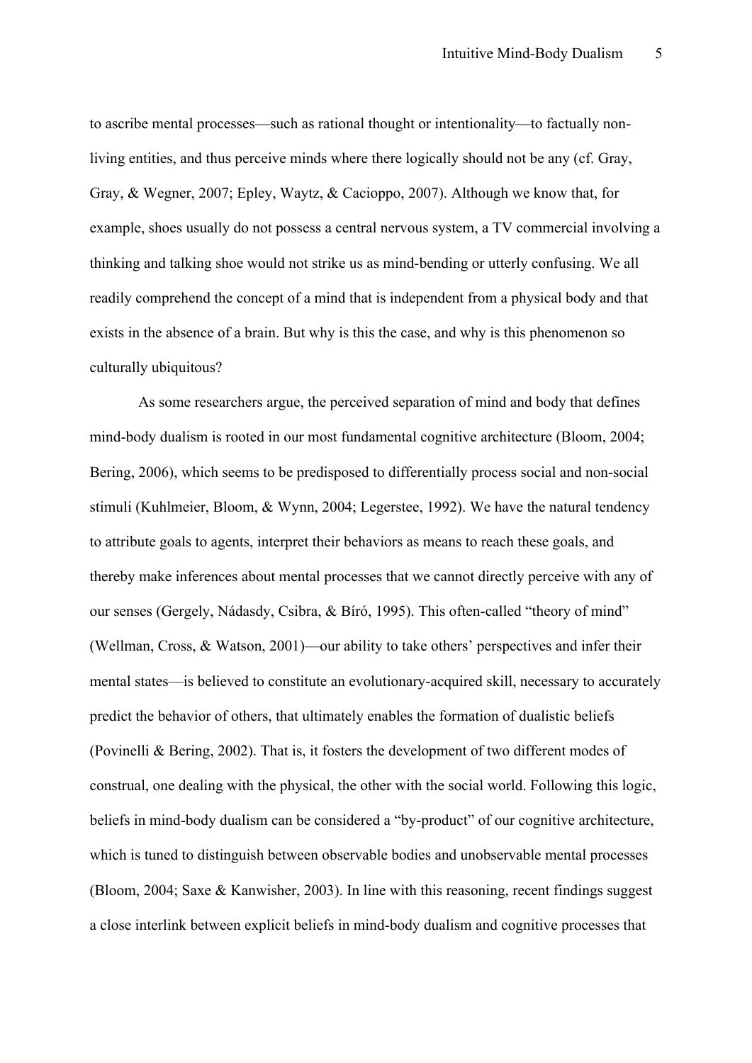to ascribe mental processes—such as rational thought or intentionality—to factually non-living entities, and thus perceive minds where there logically should not be any (cf. Gray, Gray, & Wegner, 2007; Epley, Waytz, & Cacioppo, 2007). Although we know that, for example, shoes usually do not possess a central nervous system, a TV commercial involving a thinking and talking shoe would not strike us as mind-bending or utterly confusing. We all readily comprehend the concept of a mind that is independent from a physical body and that exists in the absence of a brain. But why is this the case, and why is this phenomenon so culturally ubiquitous?

As some researchers argue, the perceived separation of mind and body that defines mind-body dualism is rooted in our most fundamental cognitive architecture (Bloom, 2004; Bering, 2006), which seems to be predisposed to differentially process social and non-social stimuli (Kuhlmeier, Bloom, & Wynn, 2004; Legerstee, 1992). We have the natural tendency to attribute goals to agents, interpret their behaviors as means to reach these goals, and thereby make inferences about mental processes that we cannot directly perceive with any of our senses (Gergely, Nádasdy, Csibra, & Bíró, 1995). This often-called "theory of mind" (Wellman, Cross, & Watson, 2001)—our ability to take others' perspectives and infer their mental states—is believed to constitute an evolutionary-acquired skill, necessary to accurately predict the behavior of others, that ultimately enables the formation of dualistic beliefs (Povinelli & Bering, 2002). That is, it fosters the development of two different modes of construal, one dealing with the physical, the other with the social world. Following this logic, beliefs in mind-body dualism can be considered a "by-product" of our cognitive architecture, which is tuned to distinguish between observable bodies and unobservable mental processes (Bloom, 2004; Saxe & Kanwisher, 2003). In line with this reasoning, recent findings suggest a close interlink between explicit beliefs in mind-body dualism and cognitive processes that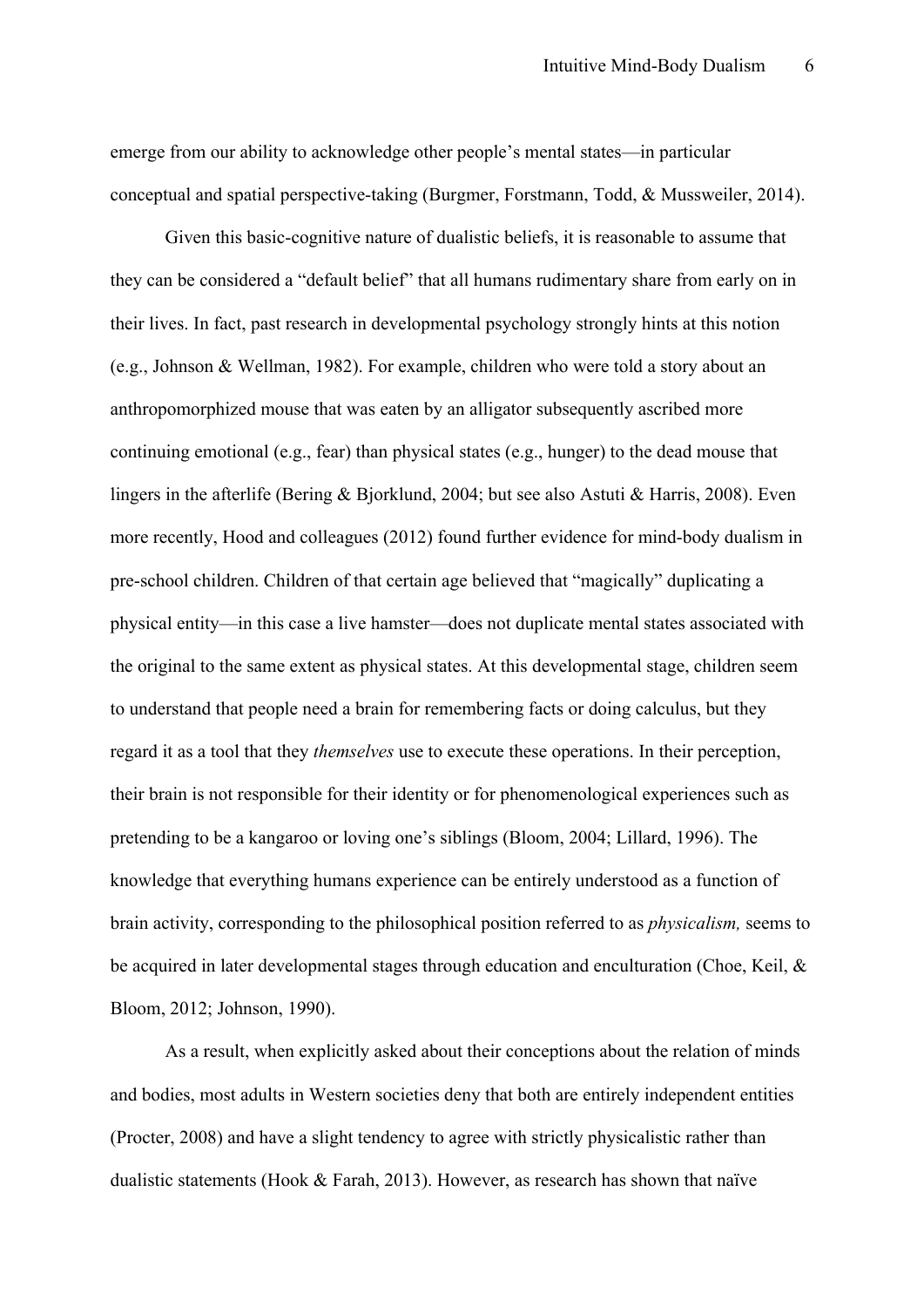emerge from our ability to acknowledge other people's mental states—in particular conceptual and spatial perspective-taking (Burgmer, Forstmann, Todd, & Mussweiler, 2014).

Given this basic-cognitive nature of dualistic beliefs, it is reasonable to assume that they can be considered a "default belief" that all humans rudimentary share from early on in their lives. In fact, past research in developmental psychology strongly hints at this notion (e.g., Johnson & Wellman, 1982). For example, children who were told a story about an anthropomorphized mouse that was eaten by an alligator subsequently ascribed more continuing emotional (e.g., fear) than physical states (e.g., hunger) to the dead mouse that lingers in the afterlife (Bering & Bjorklund, 2004; but see also Astuti & Harris, 2008). Even more recently, Hood and colleagues (2012) found further evidence for mind-body dualism in pre-school children. Children of that certain age believed that "magically" duplicating a physical entity—in this case a live hamster—does not duplicate mental states associated with the original to the same extent as physical states. At this developmental stage, children seem to understand that people need a brain for remembering facts or doing calculus, but they regard it as a tool that they *themselves* use to execute these operations. In their perception, their brain is not responsible for their identity or for phenomenological experiences such as pretending to be a kangaroo or loving one's siblings (Bloom, 2004; Lillard, 1996). The knowledge that everything humans experience can be entirely understood as a function of brain activity, corresponding to the philosophical position referred to as *physicalism,* seems to be acquired in later developmental stages through education and enculturation (Choe, Keil, & Bloom, 2012; Johnson, 1990).

As a result, when explicitly asked about their conceptions about the relation of minds and bodies, most adults in Western societies deny that both are entirely independent entities (Procter, 2008) and have a slight tendency to agree with strictly physicalistic rather than dualistic statements (Hook & Farah, 2013). However, as research has shown that naïve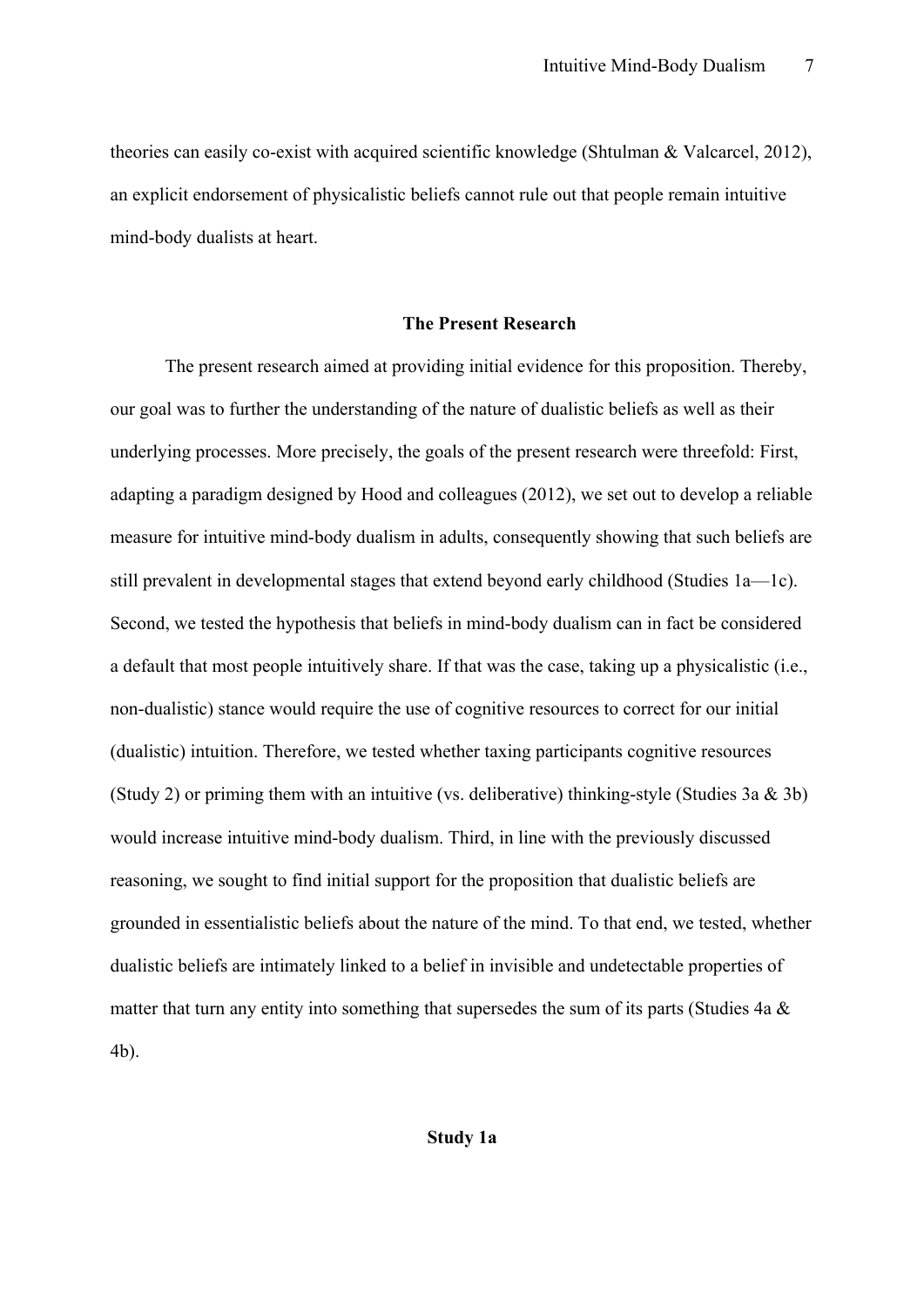theories can easily co-exist with acquired scientific knowledge (Shtulman & Valcarcel, 2012), an explicit endorsement of physicalistic beliefs cannot rule out that people remain intuitive mind-body dualists at heart.

## The Present Research

The present research aimed at providing initial evidence for this proposition. Thereby, our goal was to further the understanding of the nature of dualistic beliefs as well as their underlying processes. More precisely, the goals of the present research were threefold: First, adapting a paradigm designed by Hood and colleagues (2012), we set out to develop a reliable measure for intuitive mind-body dualism in adults, consequently showing that such beliefs are still prevalent in developmental stages that extend beyond early childhood (Studies 1a—1c). Second, we tested the hypothesis that beliefs in mind-body dualism can in fact be considered a default that most people intuitively share. If that was the case, taking up a physicalistic (i.e., non-dualistic) stance would require the use of cognitive resources to correct for our initial (dualistic) intuition. Therefore, we tested whether taxing participants cognitive resources (Study 2) or priming them with an intuitive (vs. deliberative) thinking-style (Studies 3a & 3b) would increase intuitive mind-body dualism. Third, in line with the previously discussed reasoning, we sought to find initial support for the proposition that dualistic beliefs are grounded in essentialistic beliefs about the nature of the mind. To that end, we tested, whether dualistic beliefs are intimately linked to a belief in invisible and undetectable properties of matter that turn any entity into something that supersedes the sum of its parts (Studies 4a & 4b).

## Study 1a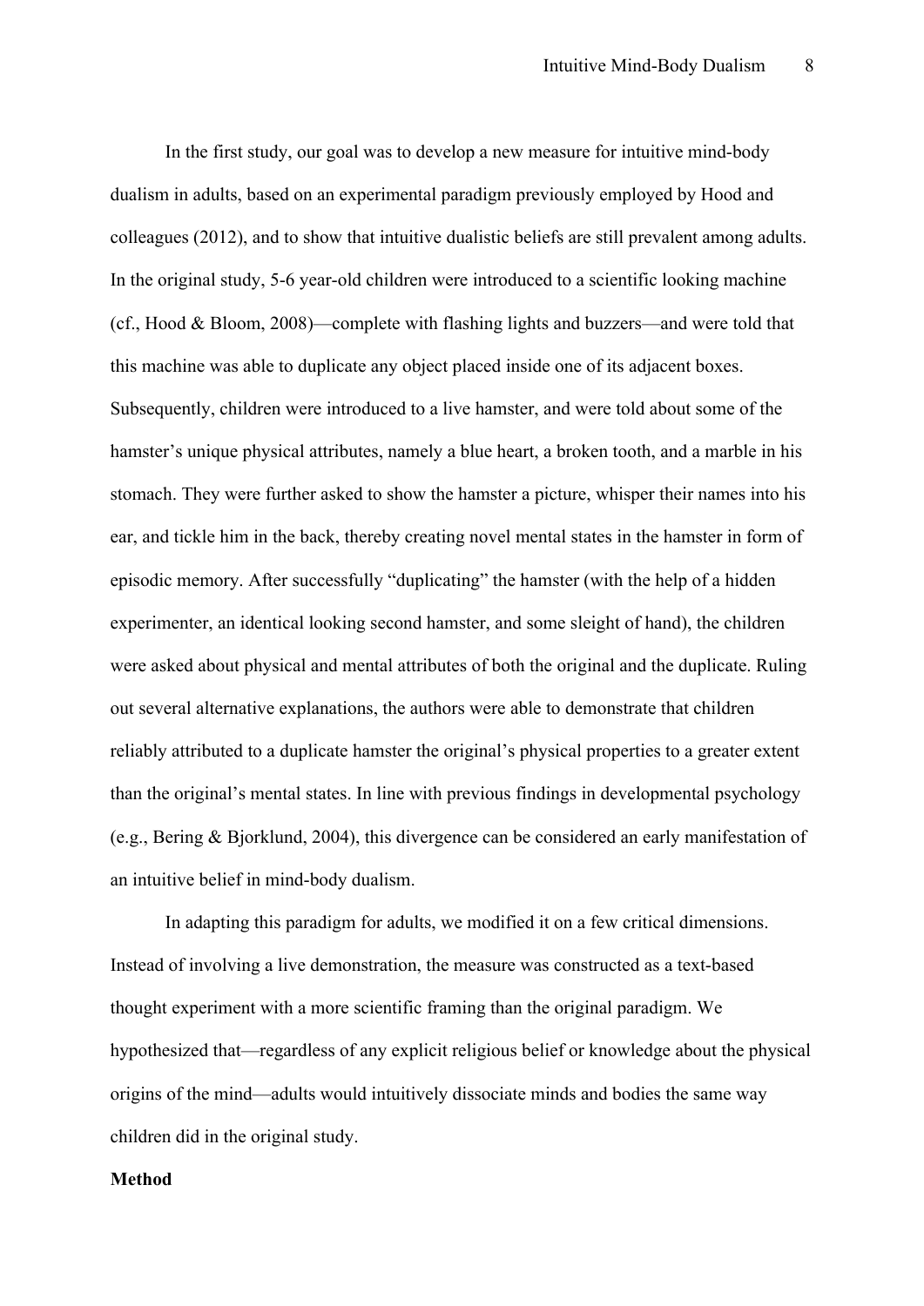In the first study, our goal was to develop a new measure for intuitive mind-body dualism in adults, based on an experimental paradigm previously employed by Hood and colleagues (2012), and to show that intuitive dualistic beliefs are still prevalent among adults. In the original study, 5-6 year-old children were introduced to a scientific looking machine (cf., Hood & Bloom, 2008)—complete with flashing lights and buzzers—and were told that this machine was able to duplicate any object placed inside one of its adjacent boxes. Subsequently, children were introduced to a live hamster, and were told about some of the hamster's unique physical attributes, namely a blue heart, a broken tooth, and a marble in his stomach. They were further asked to show the hamster a picture, whisper their names into his ear, and tickle him in the back, thereby creating novel mental states in the hamster in form of episodic memory. After successfully "duplicating" the hamster (with the help of a hidden experimenter, an identical looking second hamster, and some sleight of hand), the children were asked about physical and mental attributes of both the original and the duplicate. Ruling out several alternative explanations, the authors were able to demonstrate that children reliably attributed to a duplicate hamster the original's physical properties to a greater extent than the original's mental states. In line with previous findings in developmental psychology (e.g., Bering & Bjorklund, 2004), this divergence can be considered an early manifestation of an intuitive belief in mind-body dualism.

In adapting this paradigm for adults, we modified it on a few critical dimensions. Instead of involving a live demonstration, the measure was constructed as a text-based thought experiment with a more scientific framing than the original paradigm. We hypothesized that—regardless of any explicit religious belief or knowledge about the physical origins of the mind—adults would intuitively dissociate minds and bodies the same way children did in the original study.

**Method**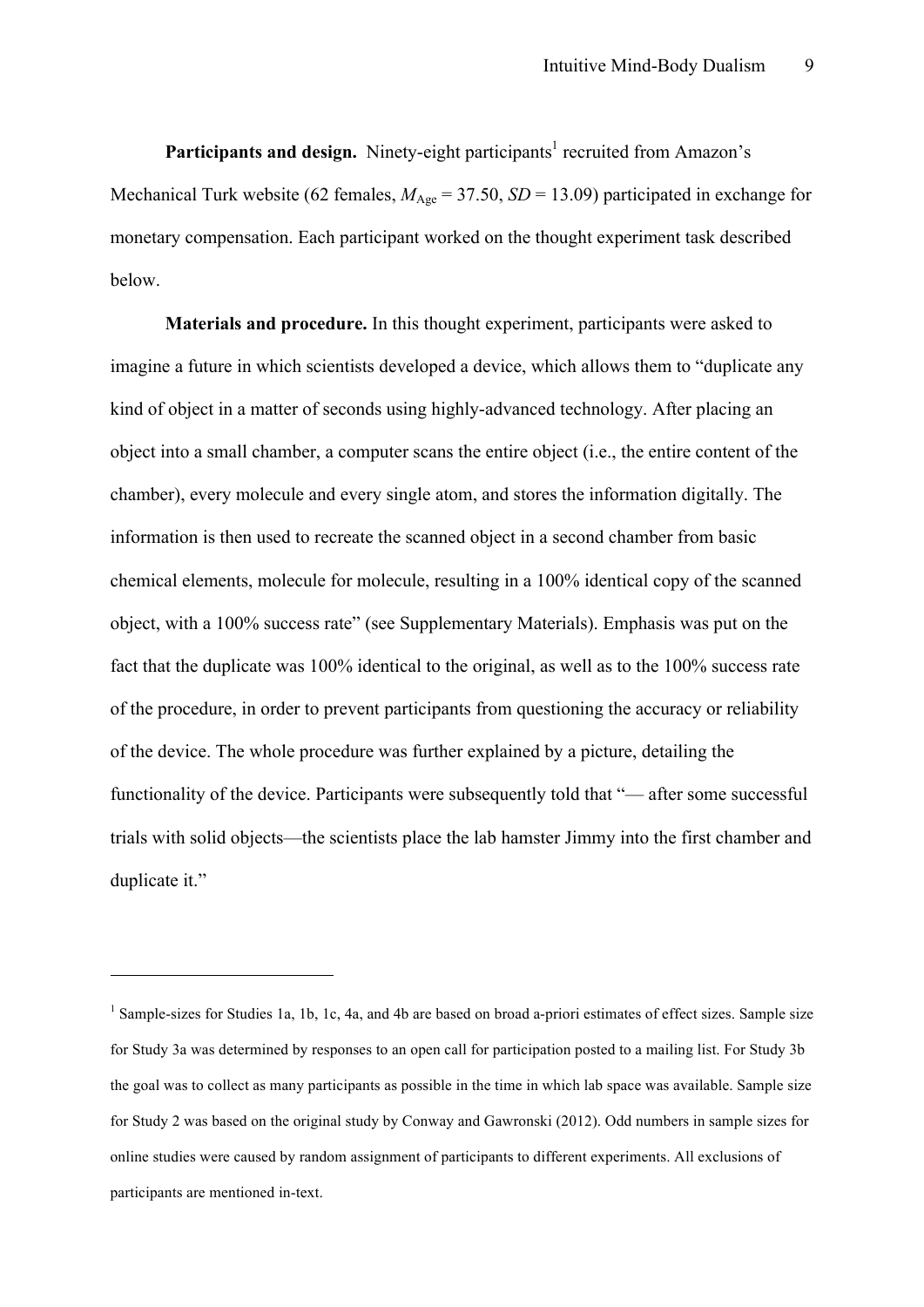**Participants and design.** Ninety-eight participants[1] recruited from Amazon's Mechanical Turk website (62 females, $M_{Age}$ = 37.50, $SD$ = 13.09) participated in exchange for monetary compensation. Each participant worked on the thought experiment task described below.

**Materials and procedure.** In this thought experiment, participants were asked to imagine a future in which scientists developed a device, which allows them to "duplicate any kind of object in a matter of seconds using highly-advanced technology. After placing an object into a small chamber, a computer scans the entire object (i.e., the entire content of the chamber), every molecule and every single atom, and stores the information digitally. The information is then used to recreate the scanned object in a second chamber from basic chemical elements, molecule for molecule, resulting in a 100% identical copy of the scanned object, with a 100% success rate" (see Supplementary Materials). Emphasis was put on the fact that the duplicate was 100% identical to the original, as well as to the 100% success rate of the procedure, in order to prevent participants from questioning the accuracy or reliability of the device. The whole procedure was further explained by a picture, detailing the functionality of the device. Participants were subsequently told that "— after some successful trials with solid objects—the scientists place the lab hamster Jimmy into the first chamber and duplicate it."

---

[1] Sample-sizes for Studies 1a, 1b, 1c, 4a, and 4b are based on broad a-priori estimates of effect sizes. Sample size for Study 3a was determined by responses to an open call for participation posted to a mailing list. For Study 3b the goal was to collect as many participants as possible in the time in which lab space was available. Sample size for Study 2 was based on the original study by Conway and Gawronski (2012). Odd numbers in sample sizes for online studies were caused by random assignment of participants to different experiments. All exclusions of participants are mentioned in-text.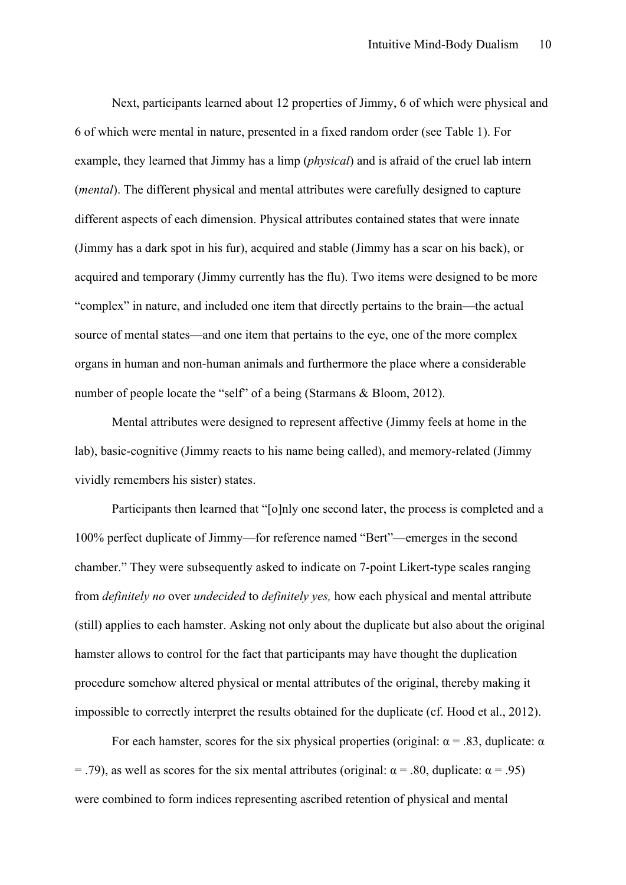Next, participants learned about 12 properties of Jimmy, 6 of which were physical and 6 of which were mental in nature, presented in a fixed random order (see Table 1). For example, they learned that Jimmy has a limp (*physical*) and is afraid of the cruel lab intern (*mental*). The different physical and mental attributes were carefully designed to capture different aspects of each dimension. Physical attributes contained states that were innate (Jimmy has a dark spot in his fur), acquired and stable (Jimmy has a scar on his back), or acquired and temporary (Jimmy currently has the flu). Two items were designed to be more "complex" in nature, and included one item that directly pertains to the brain—the actual source of mental states—and one item that pertains to the eye, one of the more complex organs in human and non-human animals and furthermore the place where a considerable number of people locate the "self" of a being (Starmans & Bloom, 2012).

Mental attributes were designed to represent affective (Jimmy feels at home in the lab), basic-cognitive (Jimmy reacts to his name being called), and memory-related (Jimmy vividly remembers his sister) states.

Participants then learned that "[o]nly one second later, the process is completed and a 100% perfect duplicate of Jimmy—for reference named "Bert"—emerges in the second chamber." They were subsequently asked to indicate on 7-point Likert-type scales ranging from *definitely no* over *undecided* to *definitely yes,* how each physical and mental attribute (still) applies to each hamster. Asking not only about the duplicate but also about the original hamster allows to control for the fact that participants may have thought the duplication procedure somehow altered physical or mental attributes of the original, thereby making it impossible to correctly interpret the results obtained for the duplicate (cf. Hood et al., 2012).

For each hamster, scores for the six physical properties (original: $\alpha = .83$, duplicate: $\alpha = .79$), as well as scores for the six mental attributes (original: $\alpha = .80$, duplicate: $\alpha = .95$) were combined to form indices representing ascribed retention of physical and mental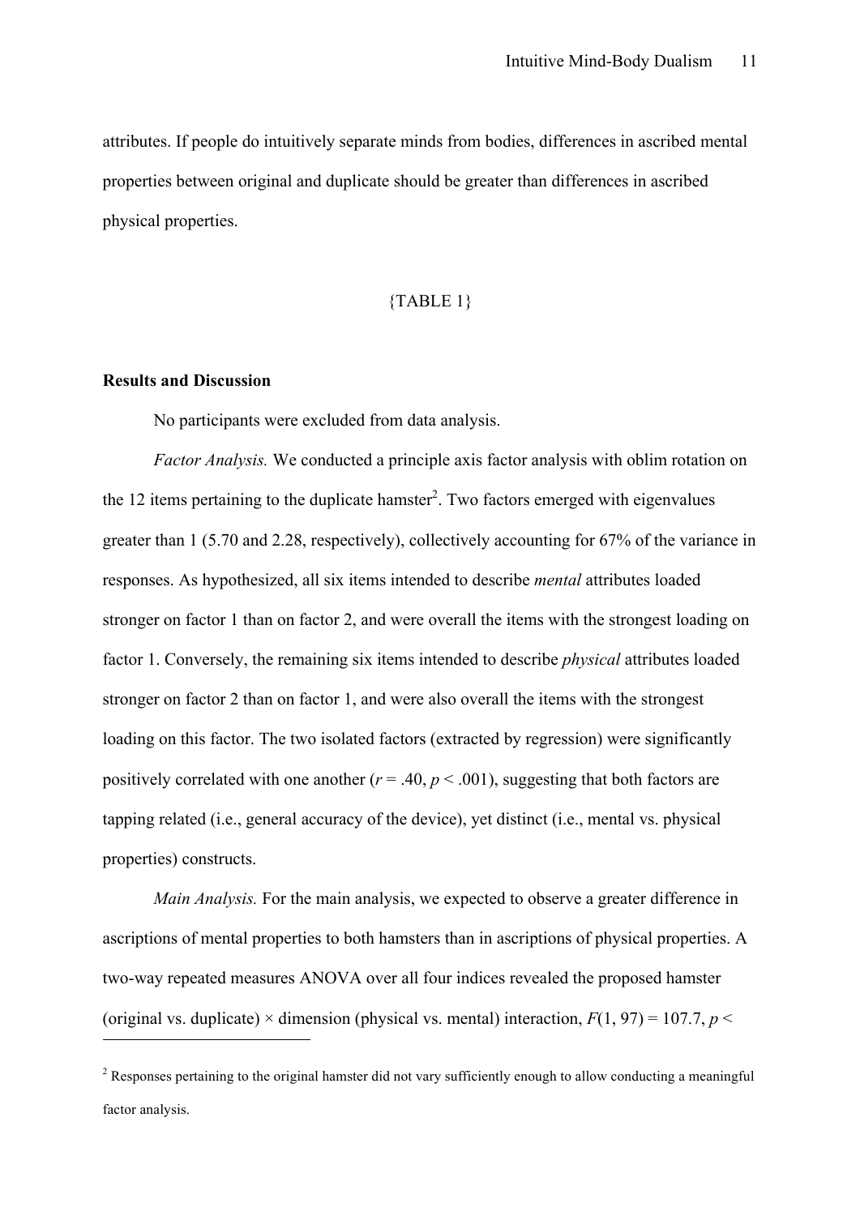attributes. If people do intuitively separate minds from bodies, differences in ascribed mental properties between original and duplicate should be greater than differences in ascribed physical properties.

{TABLE 1}

**Results and Discussion**

No participants were excluded from data analysis.

*Factor Analysis.* We conducted a principle axis factor analysis with oblim rotation on the 12 items pertaining to the duplicate hamster[2]. Two factors emerged with eigenvalues greater than 1 (5.70 and 2.28, respectively), collectively accounting for 67% of the variance in responses. As hypothesized, all six items intended to describe *mental* attributes loaded stronger on factor 1 than on factor 2, and were overall the items with the strongest loading on factor 1. Conversely, the remaining six items intended to describe *physical* attributes loaded stronger on factor 2 than on factor 1, and were also overall the items with the strongest loading on this factor. The two isolated factors (extracted by regression) were significantly positively correlated with one another ($r = .40$, $p < .001$), suggesting that both factors are tapping related (i.e., general accuracy of the device), yet distinct (i.e., mental vs. physical properties) constructs.

*Main Analysis.* For the main analysis, we expected to observe a greater difference in ascriptions of mental properties to both hamsters than in ascriptions of physical properties. A two-way repeated measures ANOVA over all four indices revealed the proposed hamster (original vs. duplicate) × dimension (physical vs. mental) interaction, $F(1, 97) = 107.7$, $p <$

---

[2] Responses pertaining to the original hamster did not vary sufficiently enough to allow conducting a meaningful factor analysis.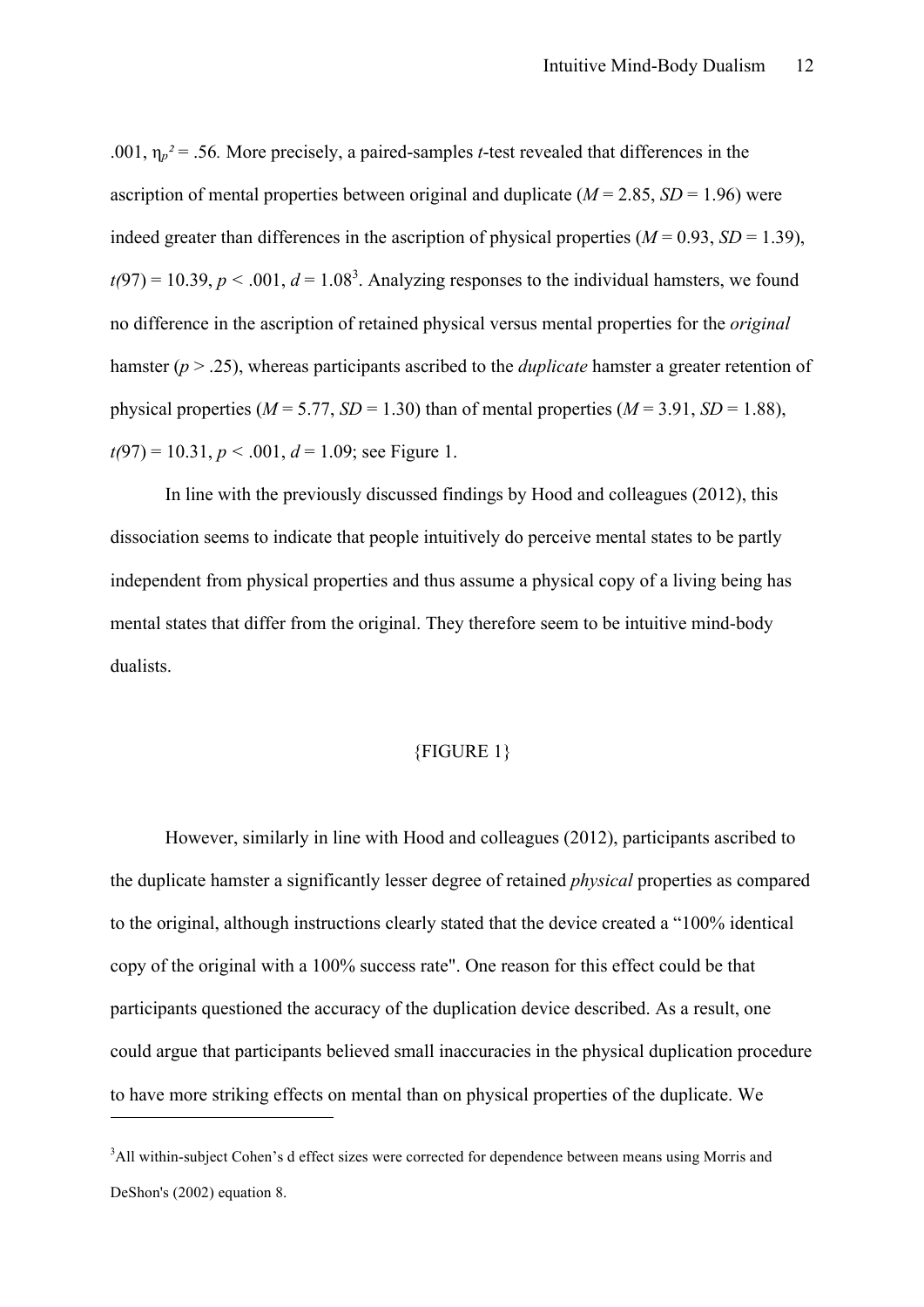.001, $\eta_p^2 = .56$. More precisely, a paired-samples *t*-test revealed that differences in the ascription of mental properties between original and duplicate ($M = 2.85$, $SD = 1.96$) were indeed greater than differences in the ascription of physical properties ($M = 0.93$, $SD = 1.39$), $t(97) = 10.39$, $p < .001$, $d = 1.08$[3]. Analyzing responses to the individual hamsters, we found no difference in the ascription of retained physical versus mental properties for the *original* hamster ($p > .25$), whereas participants ascribed to the *duplicate* hamster a greater retention of physical properties ($M = 5.77$, $SD = 1.30$) than of mental properties ($M = 3.91$, $SD = 1.88$), $t(97) = 10.31$, $p < .001$, $d = 1.09$; see Figure 1.

In line with the previously discussed findings by Hood and colleagues (2012), this dissociation seems to indicate that people intuitively do perceive mental states to be partly independent from physical properties and thus assume a physical copy of a living being has mental states that differ from the original. They therefore seem to be intuitive mind-body dualists.

{FIGURE 1}

However, similarly in line with Hood and colleagues (2012), participants ascribed to the duplicate hamster a significantly lesser degree of retained *physical* properties as compared to the original, although instructions clearly stated that the device created a "100% identical copy of the original with a 100% success rate". One reason for this effect could be that participants questioned the accuracy of the duplication device described. As a result, one could argue that participants believed small inaccuracies in the physical duplication procedure to have more striking effects on mental than on physical properties of the duplicate. We

[3]All within-subject Cohen's d effect sizes were corrected for dependence between means using Morris and DeShon's (2002) equation 8.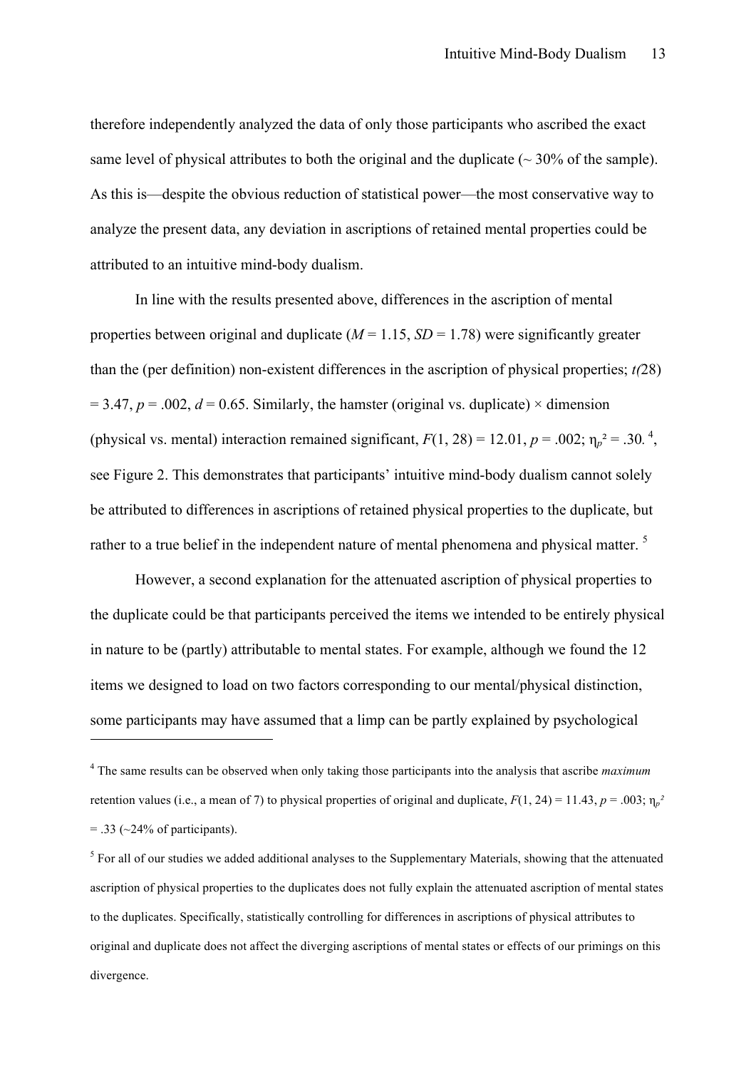therefore independently analyzed the data of only those participants who ascribed the exact same level of physical attributes to both the original and the duplicate (~ 30% of the sample). As this is—despite the obvious reduction of statistical power—the most conservative way to analyze the present data, any deviation in ascriptions of retained mental properties could be attributed to an intuitive mind-body dualism.

In line with the results presented above, differences in the ascription of mental properties between original and duplicate ($M$ = 1.15, $SD$ = 1.78) were significantly greater than the (per definition) non-existent differences in the ascription of physical properties; $t(28)$ = 3.47, $p$ = .002, $d$ = 0.65. Similarly, the hamster (original vs. duplicate) × dimension (physical vs. mental) interaction remained significant, $F(1, 28)$ = 12.01, $p$ = .002; $\eta_p^2$ = .30.[4], see Figure 2. This demonstrates that participants' intuitive mind-body dualism cannot solely be attributed to differences in ascriptions of retained physical properties to the duplicate, but rather to a true belief in the independent nature of mental phenomena and physical matter.[5]

However, a second explanation for the attenuated ascription of physical properties to the duplicate could be that participants perceived the items we intended to be entirely physical in nature to be (partly) attributable to mental states. For example, although we found the 12 items we designed to load on two factors corresponding to our mental/physical distinction, some participants may have assumed that a limp can be partly explained by psychological

---

[4] The same results can be observed when only taking those participants into the analysis that ascribe *maximum* retention values (i.e., a mean of 7) to physical properties of original and duplicate, $F(1, 24)$ = 11.43, $p$ = .003; $\eta_p^2$ = .33 (~24% of participants).

[5] For all of our studies we added additional analyses to the Supplementary Materials, showing that the attenuated ascription of physical properties to the duplicates does not fully explain the attenuated ascription of mental states to the duplicates. Specifically, statistically controlling for differences in ascriptions of physical attributes to original and duplicate does not affect the diverging ascriptions of mental states or effects of our primings on this divergence.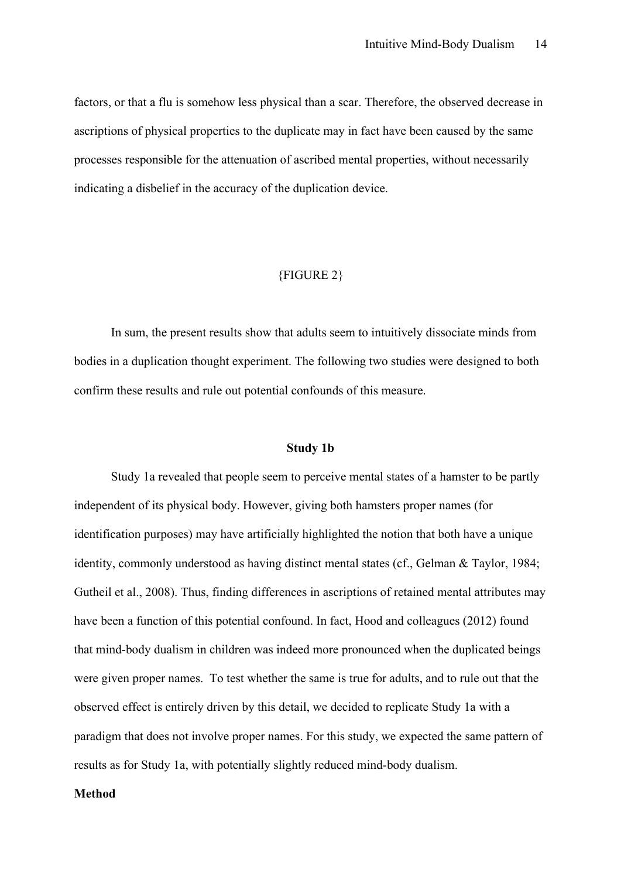factors, or that a flu is somehow less physical than a scar. Therefore, the observed decrease in ascriptions of physical properties to the duplicate may in fact have been caused by the same processes responsible for the attenuation of ascribed mental properties, without necessarily indicating a disbelief in the accuracy of the duplication device.

{FIGURE 2}

In sum, the present results show that adults seem to intuitively dissociate minds from bodies in a duplication thought experiment. The following two studies were designed to both confirm these results and rule out potential confounds of this measure.

## Study 1b

Study 1a revealed that people seem to perceive mental states of a hamster to be partly independent of its physical body. However, giving both hamsters proper names (for identification purposes) may have artificially highlighted the notion that both have a unique identity, commonly understood as having distinct mental states (cf., Gelman & Taylor, 1984; Gutheil et al., 2008). Thus, finding differences in ascriptions of retained mental attributes may have been a function of this potential confound. In fact, Hood and colleagues (2012) found that mind-body dualism in children was indeed more pronounced when the duplicated beings were given proper names. To test whether the same is true for adults, and to rule out that the observed effect is entirely driven by this detail, we decided to replicate Study 1a with a paradigm that does not involve proper names. For this study, we expected the same pattern of results as for Study 1a, with potentially slightly reduced mind-body dualism.

### Method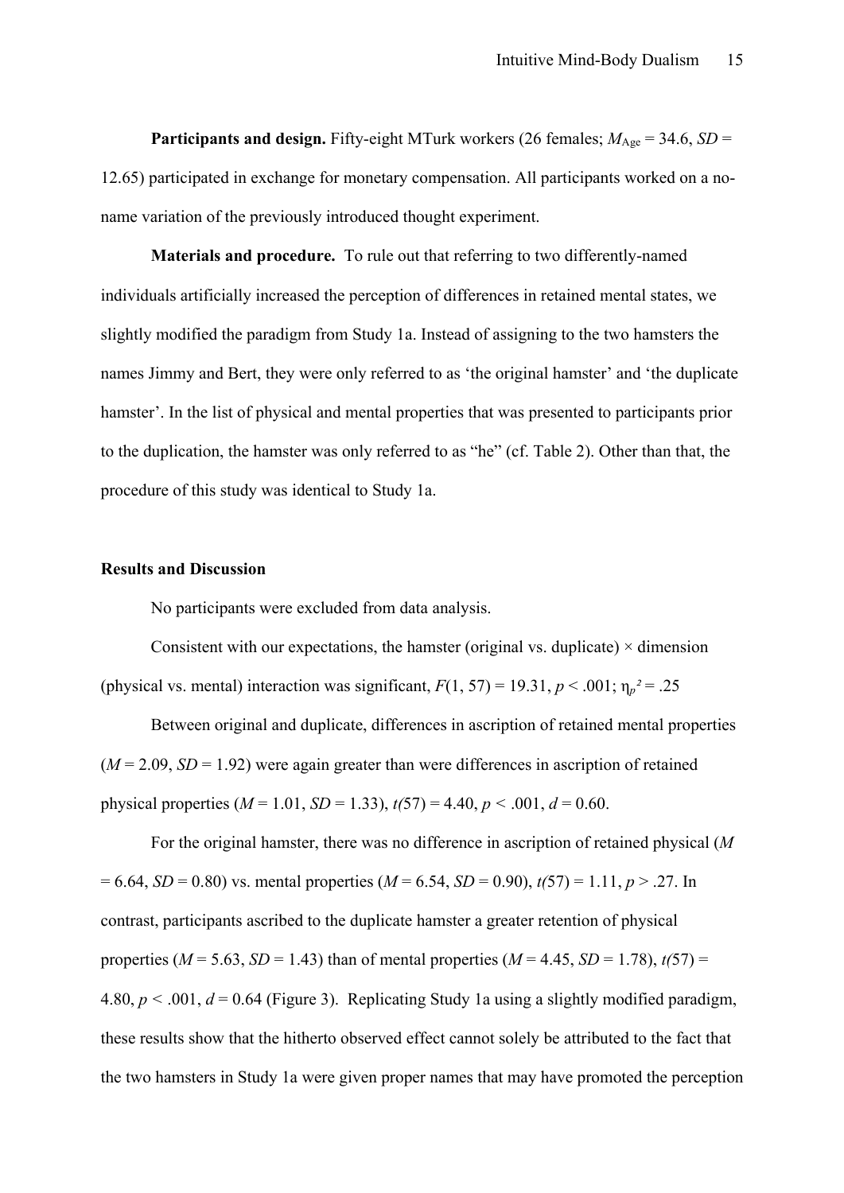**Participants and design.** Fifty-eight MTurk workers (26 females; $M_{Age}$ = 34.6, *SD* = 12.65) participated in exchange for monetary compensation. All participants worked on a no-name variation of the previously introduced thought experiment.

**Materials and procedure.** To rule out that referring to two differently-named individuals artificially increased the perception of differences in retained mental states, we slightly modified the paradigm from Study 1a. Instead of assigning to the two hamsters the names Jimmy and Bert, they were only referred to as 'the original hamster' and 'the duplicate hamster'. In the list of physical and mental properties that was presented to participants prior to the duplication, the hamster was only referred to as "he" (cf. Table 2). Other than that, the procedure of this study was identical to Study 1a.

### Results and Discussion

No participants were excluded from data analysis.

Consistent with our expectations, the hamster (original vs. duplicate) × dimension (physical vs. mental) interaction was significant, $F(1, 57) = 19.31$, $p < .001$; $\eta_p^2 = .25$

Between original and duplicate, differences in ascription of retained mental properties ($M = 2.09$, $SD = 1.92$) were again greater than were differences in ascription of retained physical properties ($M = 1.01$, $SD = 1.33$), $t(57) = 4.40$, $p < .001$, $d = 0.60$.

For the original hamster, there was no difference in ascription of retained physical ($M = 6.64$, $SD = 0.80$) vs. mental properties ($M = 6.54$, $SD = 0.90$), $t(57) = 1.11$, $p > .27$. In contrast, participants ascribed to the duplicate hamster a greater retention of physical properties ($M = 5.63$, $SD = 1.43$) than of mental properties ($M = 4.45$, $SD = 1.78$), $t(57) = 4.80$, $p < .001$, $d = 0.64$ (Figure 3). Replicating Study 1a using a slightly modified paradigm, these results show that the hitherto observed effect cannot solely be attributed to the fact that the two hamsters in Study 1a were given proper names that may have promoted the perception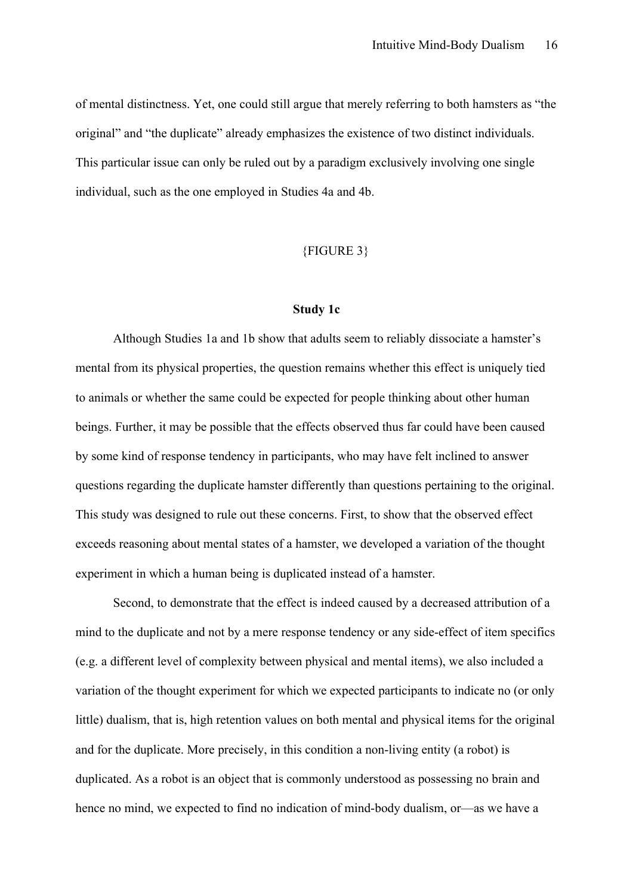of mental distinctness. Yet, one could still argue that merely referring to both hamsters as "the original" and "the duplicate" already emphasizes the existence of two distinct individuals. This particular issue can only be ruled out by a paradigm exclusively involving one single individual, such as the one employed in Studies 4a and 4b.

{FIGURE 3}

## Study 1c

Although Studies 1a and 1b show that adults seem to reliably dissociate a hamster's mental from its physical properties, the question remains whether this effect is uniquely tied to animals or whether the same could be expected for people thinking about other human beings. Further, it may be possible that the effects observed thus far could have been caused by some kind of response tendency in participants, who may have felt inclined to answer questions regarding the duplicate hamster differently than questions pertaining to the original. This study was designed to rule out these concerns. First, to show that the observed effect exceeds reasoning about mental states of a hamster, we developed a variation of the thought experiment in which a human being is duplicated instead of a hamster.

Second, to demonstrate that the effect is indeed caused by a decreased attribution of a mind to the duplicate and not by a mere response tendency or any side-effect of item specifics (e.g. a different level of complexity between physical and mental items), we also included a variation of the thought experiment for which we expected participants to indicate no (or only little) dualism, that is, high retention values on both mental and physical items for the original and for the duplicate. More precisely, in this condition a non-living entity (a robot) is duplicated. As a robot is an object that is commonly understood as possessing no brain and hence no mind, we expected to find no indication of mind-body dualism, or—as we have a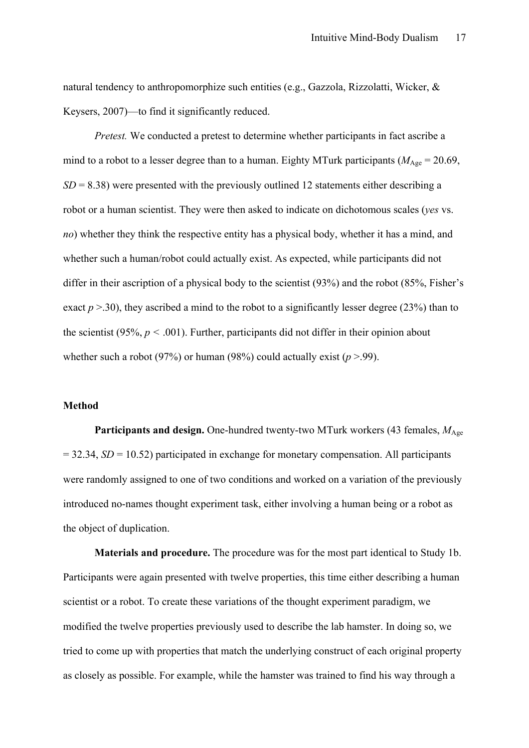natural tendency to anthropomorphize such entities (e.g., Gazzola, Rizzolatti, Wicker, & Keysers, 2007)—to find it significantly reduced.

*Pretest.* We conducted a pretest to determine whether participants in fact ascribe a mind to a robot to a lesser degree than to a human. Eighty MTurk participants ($M_{\text{Age}}$ = 20.69, $SD$ = 8.38) were presented with the previously outlined 12 statements either describing a robot or a human scientist. They were then asked to indicate on dichotomous scales (*yes* vs. *no*) whether they think the respective entity has a physical body, whether it has a mind, and whether such a human/robot could actually exist. As expected, while participants did not differ in their ascription of a physical body to the scientist (93%) and the robot (85%, Fisher's exact $p$ >.30), they ascribed a mind to the robot to a significantly lesser degree (23%) than to the scientist (95%, $p$ < .001). Further, participants did not differ in their opinion about whether such a robot (97%) or human (98%) could actually exist ($p$ >.99).

## Method

**Participants and design.** One-hundred twenty-two MTurk workers (43 females, $M_{\text{Age}}$ = 32.34, $SD$ = 10.52) participated in exchange for monetary compensation. All participants were randomly assigned to one of two conditions and worked on a variation of the previously introduced no-names thought experiment task, either involving a human being or a robot as the object of duplication.

**Materials and procedure.** The procedure was for the most part identical to Study 1b. Participants were again presented with twelve properties, this time either describing a human scientist or a robot. To create these variations of the thought experiment paradigm, we modified the twelve properties previously used to describe the lab hamster. In doing so, we tried to come up with properties that match the underlying construct of each original property as closely as possible. For example, while the hamster was trained to find his way through a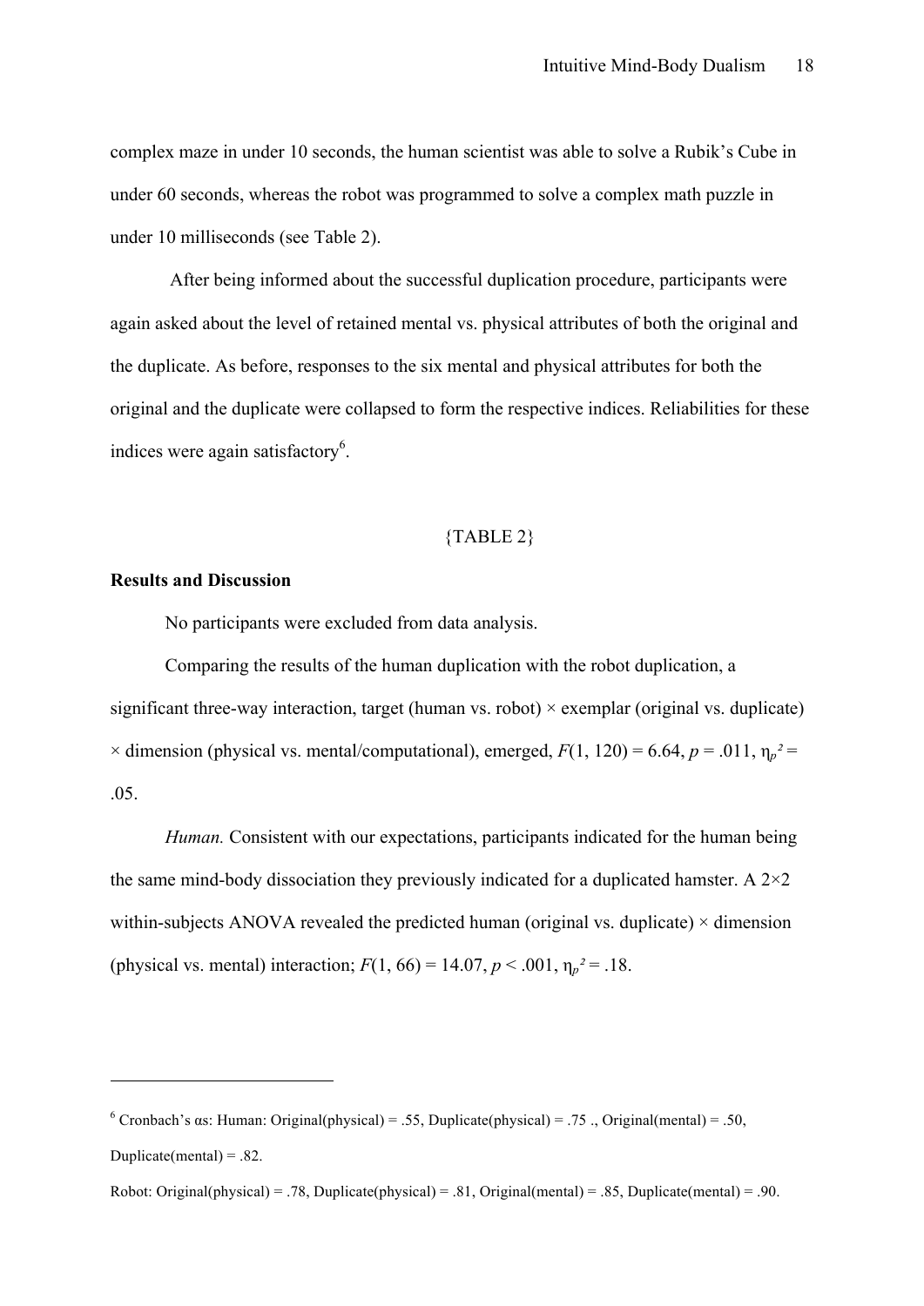complex maze in under 10 seconds, the human scientist was able to solve a Rubik's Cube in under 60 seconds, whereas the robot was programmed to solve a complex math puzzle in under 10 milliseconds (see Table 2).

After being informed about the successful duplication procedure, participants were again asked about the level of retained mental vs. physical attributes of both the original and the duplicate. As before, responses to the six mental and physical attributes for both the original and the duplicate were collapsed to form the respective indices. Reliabilities for these indices were again satisfactory[6].

{TABLE 2}

**Results and Discussion**

No participants were excluded from data analysis.

Comparing the results of the human duplication with the robot duplication, a significant three-way interaction, target (human vs. robot) × exemplar (original vs. duplicate) × dimension (physical vs. mental/computational), emerged, $F(1, 120) = 6.64$, $p = .011$, $\eta_p^2 = .05$.

*Human.* Consistent with our expectations, participants indicated for the human being the same mind-body dissociation they previously indicated for a duplicated hamster. A 2×2 within-subjects ANOVA revealed the predicted human (original vs. duplicate) × dimension (physical vs. mental) interaction; $F(1, 66) = 14.07$, $p < .001$, $\eta_p^2 = .18$.

---

[6] Cronbach's αs: Human: Original(physical) = .55, Duplicate(physical) = .75 ., Original(mental) = .50, Duplicate(mental) = .82.

Robot: Original(physical) = .78, Duplicate(physical) = .81, Original(mental) = .85, Duplicate(mental) = .90.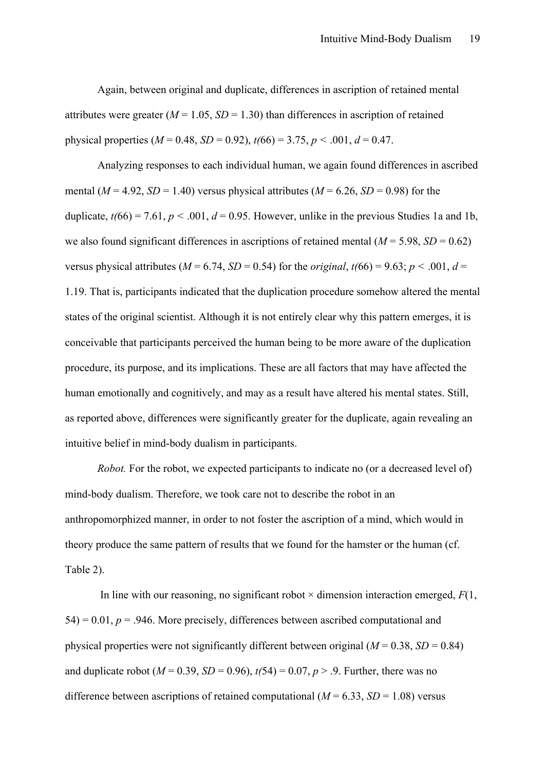Again, between original and duplicate, differences in ascription of retained mental attributes were greater ($M = 1.05$, $SD = 1.30$) than differences in ascription of retained physical properties ($M = 0.48$, $SD = 0.92$), $t(66) = 3.75$, $p < .001$, $d = 0.47$.

Analyzing responses to each individual human, we again found differences in ascribed mental ($M = 4.92$, $SD = 1.40$) versus physical attributes ($M = 6.26$, $SD = 0.98$) for the duplicate, $t(66) = 7.61$, $p < .001$, $d = 0.95$. However, unlike in the previous Studies 1a and 1b, we also found significant differences in ascriptions of retained mental ($M = 5.98$, $SD = 0.62$) versus physical attributes ($M = 6.74$, $SD = 0.54$) for the *original*, $t(66) = 9.63$; $p < .001$, $d = 1.19$. That is, participants indicated that the duplication procedure somehow altered the mental states of the original scientist. Although it is not entirely clear why this pattern emerges, it is conceivable that participants perceived the human being to be more aware of the duplication procedure, its purpose, and its implications. These are all factors that may have affected the human emotionally and cognitively, and may as a result have altered his mental states. Still, as reported above, differences were significantly greater for the duplicate, again revealing an intuitive belief in mind-body dualism in participants.

*Robot.* For the robot, we expected participants to indicate no (or a decreased level of) mind-body dualism. Therefore, we took care not to describe the robot in an anthropomorphized manner, in order to not foster the ascription of a mind, which would in theory produce the same pattern of results that we found for the hamster or the human (cf. Table 2).

In line with our reasoning, no significant robot × dimension interaction emerged, $F(1, 54) = 0.01$, $p = .946$. More precisely, differences between ascribed computational and physical properties were not significantly different between original ($M = 0.38$, $SD = 0.84$) and duplicate robot ($M = 0.39$, $SD = 0.96$), $t(54) = 0.07$, $p > .9$. Further, there was no difference between ascriptions of retained computational ($M = 6.33$, $SD = 1.08$) versus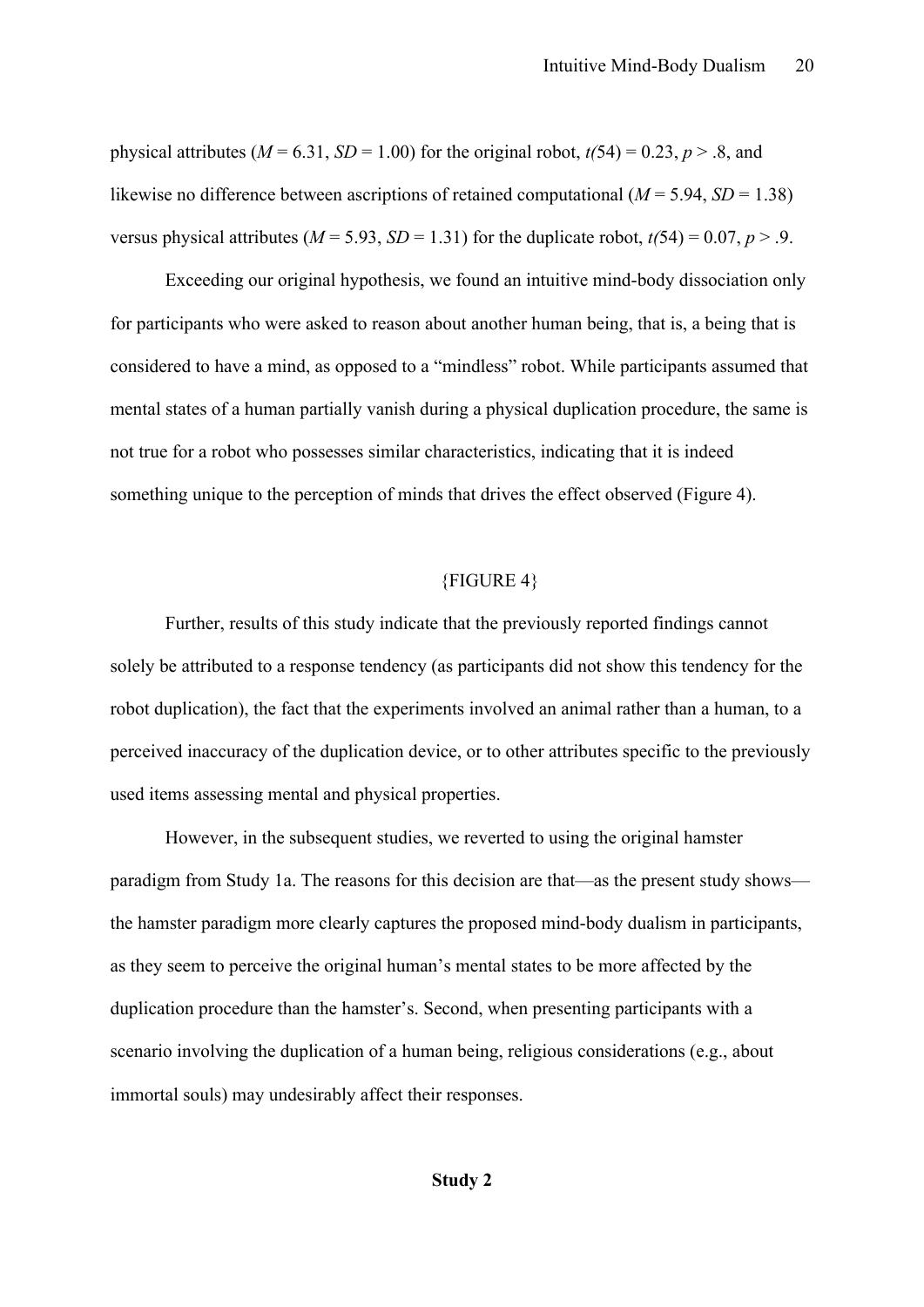physical attributes ($M = 6.31$, $SD = 1.00$) for the original robot, $t(54) = 0.23$, $p > .8$, and likewise no difference between ascriptions of retained computational ($M = 5.94$, $SD = 1.38$) versus physical attributes ($M = 5.93$, $SD = 1.31$) for the duplicate robot, $t(54) = 0.07$, $p > .9$.

Exceeding our original hypothesis, we found an intuitive mind-body dissociation only for participants who were asked to reason about another human being, that is, a being that is considered to have a mind, as opposed to a "mindless" robot. While participants assumed that mental states of a human partially vanish during a physical duplication procedure, the same is not true for a robot who possesses similar characteristics, indicating that it is indeed something unique to the perception of minds that drives the effect observed (Figure 4).

{FIGURE 4}

Further, results of this study indicate that the previously reported findings cannot solely be attributed to a response tendency (as participants did not show this tendency for the robot duplication), the fact that the experiments involved an animal rather than a human, to a perceived inaccuracy of the duplication device, or to other attributes specific to the previously used items assessing mental and physical properties.

However, in the subsequent studies, we reverted to using the original hamster paradigm from Study 1a. The reasons for this decision are that—as the present study shows—the hamster paradigm more clearly captures the proposed mind-body dualism in participants, as they seem to perceive the original human's mental states to be more affected by the duplication procedure than the hamster's. Second, when presenting participants with a scenario involving the duplication of a human being, religious considerations (e.g., about immortal souls) may undesirably affect their responses.

## Study 2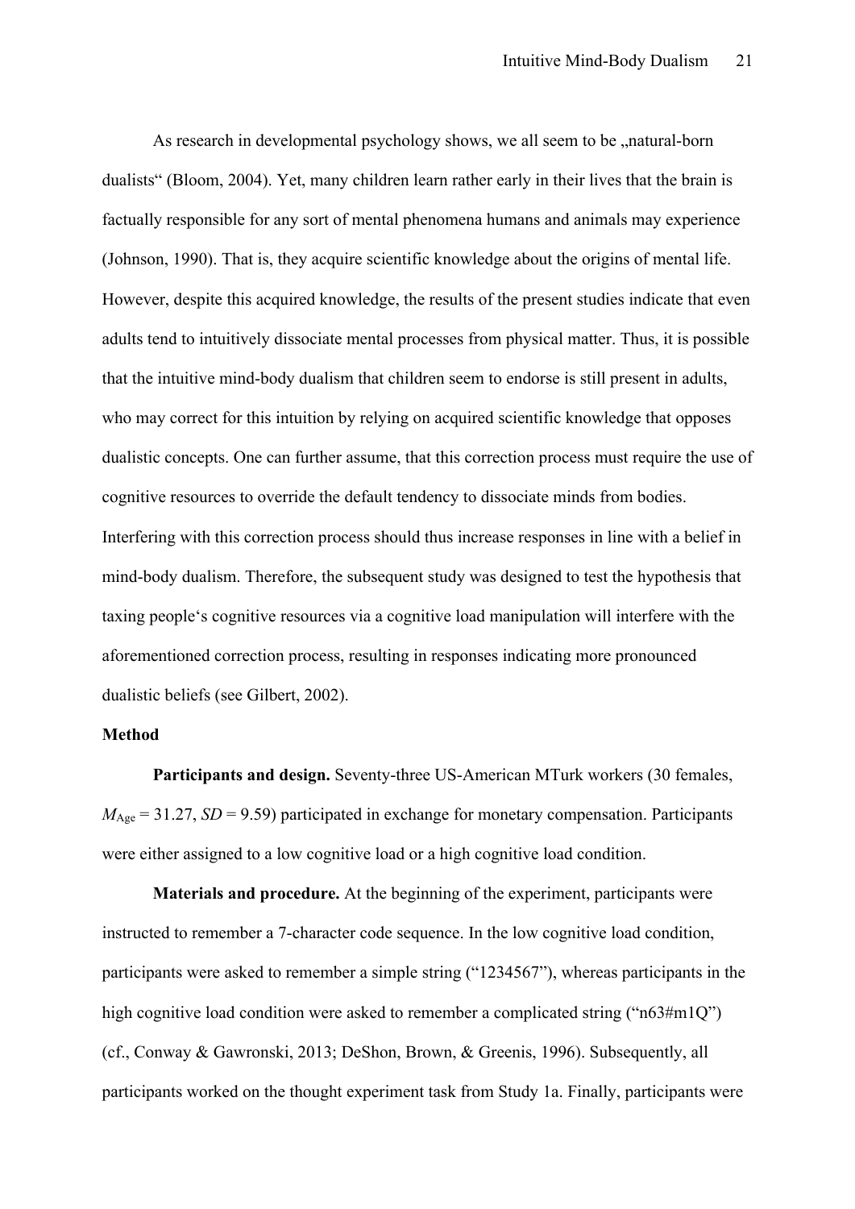As research in developmental psychology shows, we all seem to be „natural-born dualists" (Bloom, 2004). Yet, many children learn rather early in their lives that the brain is factually responsible for any sort of mental phenomena humans and animals may experience (Johnson, 1990). That is, they acquire scientific knowledge about the origins of mental life. However, despite this acquired knowledge, the results of the present studies indicate that even adults tend to intuitively dissociate mental processes from physical matter. Thus, it is possible that the intuitive mind-body dualism that children seem to endorse is still present in adults, who may correct for this intuition by relying on acquired scientific knowledge that opposes dualistic concepts. One can further assume, that this correction process must require the use of cognitive resources to override the default tendency to dissociate minds from bodies. Interfering with this correction process should thus increase responses in line with a belief in mind-body dualism. Therefore, the subsequent study was designed to test the hypothesis that taxing people's cognitive resources via a cognitive load manipulation will interfere with the aforementioned correction process, resulting in responses indicating more pronounced dualistic beliefs (see Gilbert, 2002).

**Method**

**Participants and design.** Seventy-three US-American MTurk workers (30 females, $M_{\text{Age}} = 31.27$, $SD = 9.59$) participated in exchange for monetary compensation. Participants were either assigned to a low cognitive load or a high cognitive load condition.

**Materials and procedure.** At the beginning of the experiment, participants were instructed to remember a 7-character code sequence. In the low cognitive load condition, participants were asked to remember a simple string ("1234567"), whereas participants in the high cognitive load condition were asked to remember a complicated string ("n63#m1Q") (cf., Conway & Gawronski, 2013; DeShon, Brown, & Greenis, 1996). Subsequently, all participants worked on the thought experiment task from Study 1a. Finally, participants were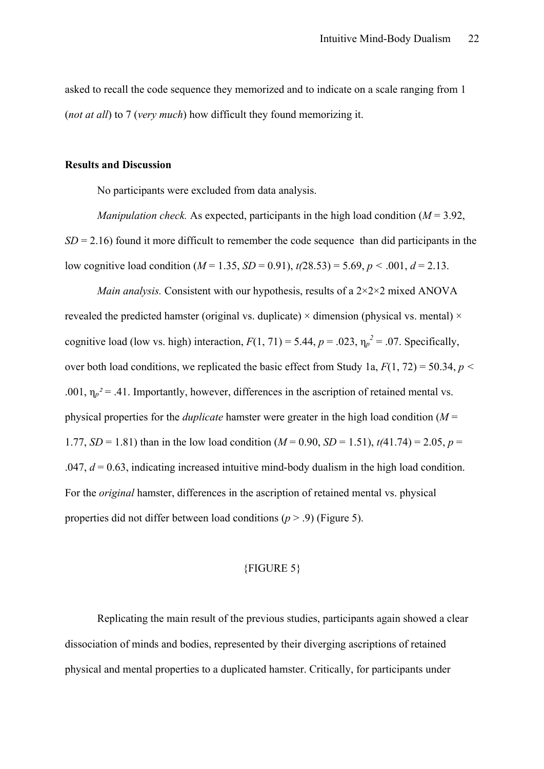asked to recall the code sequence they memorized and to indicate on a scale ranging from 1 (*not at all*) to 7 (*very much*) how difficult they found memorizing it.

**Results and Discussion**

No participants were excluded from data analysis.

*Manipulation check.* As expected, participants in the high load condition ($M$ = 3.92, $SD$ = 2.16) found it more difficult to remember the code sequence than did participants in the low cognitive load condition ($M$ = 1.35, $SD$ = 0.91), $t(28.53) = 5.69$, $p < .001$, $d$ = 2.13.

*Main analysis.* Consistent with our hypothesis, results of a 2×2×2 mixed ANOVA revealed the predicted hamster (original vs. duplicate) × dimension (physical vs. mental) × cognitive load (low vs. high) interaction, $F(1, 71) = 5.44$, $p = .023$, $\eta_p^2 = .07$. Specifically, over both load conditions, we replicated the basic effect from Study 1a, $F(1, 72) = 50.34$, $p < .001$, $\eta_p^2 = .41$. Importantly, however, differences in the ascription of retained mental vs. physical properties for the *duplicate* hamster were greater in the high load condition ($M$ = 1.77, $SD$ = 1.81) than in the low load condition ($M$ = 0.90, $SD$ = 1.51), $t(41.74) = 2.05$, $p = .047$, $d$ = 0.63, indicating increased intuitive mind-body dualism in the high load condition. For the *original* hamster, differences in the ascription of retained mental vs. physical properties did not differ between load conditions ($p > .9$) (Figure 5).

{FIGURE 5}

Replicating the main result of the previous studies, participants again showed a clear dissociation of minds and bodies, represented by their diverging ascriptions of retained physical and mental properties to a duplicated hamster. Critically, for participants under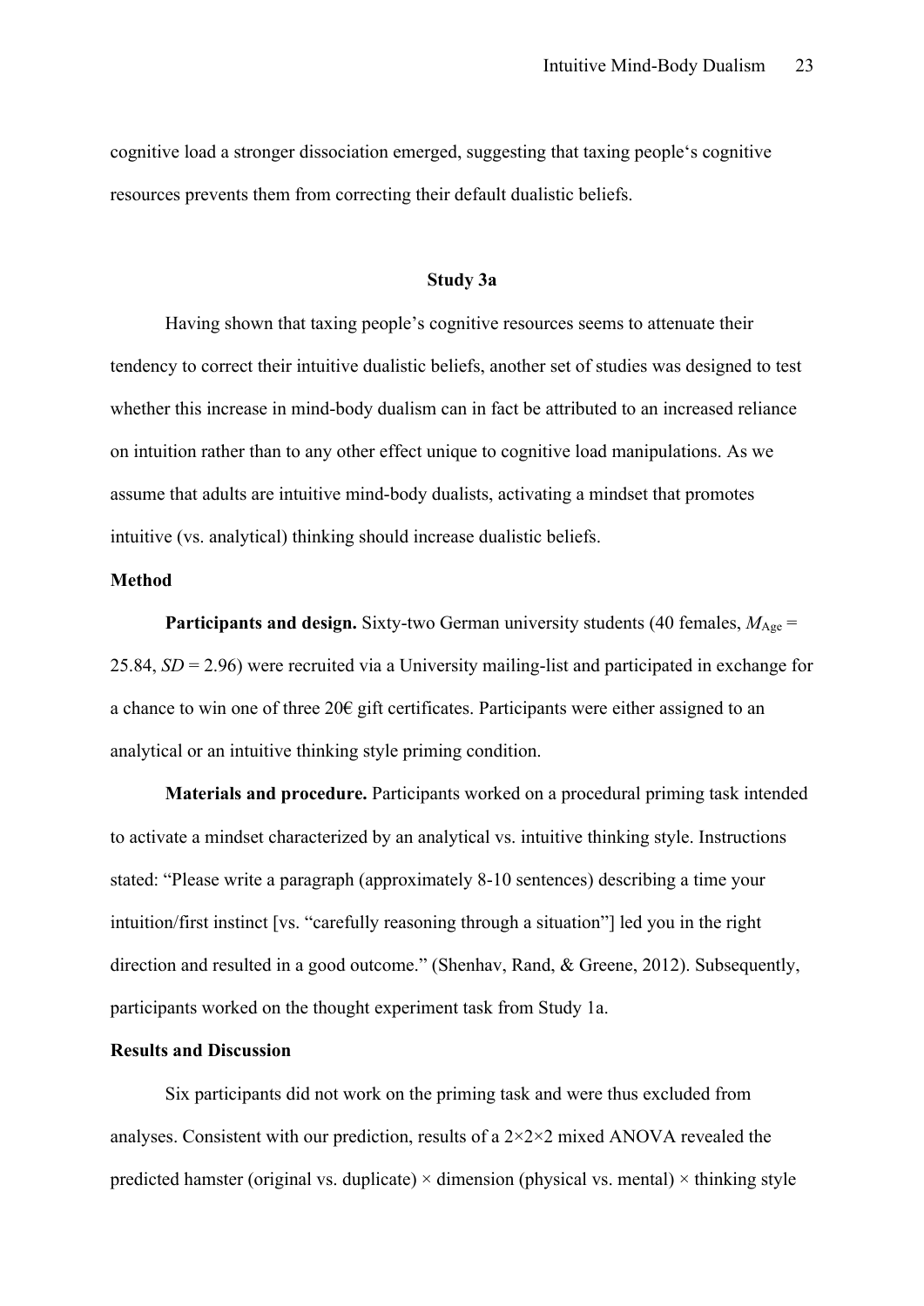cognitive load a stronger dissociation emerged, suggesting that taxing people's cognitive resources prevents them from correcting their default dualistic beliefs.

## Study 3a

Having shown that taxing people's cognitive resources seems to attenuate their tendency to correct their intuitive dualistic beliefs, another set of studies was designed to test whether this increase in mind-body dualism can in fact be attributed to an increased reliance on intuition rather than to any other effect unique to cognitive load manipulations. As we assume that adults are intuitive mind-body dualists, activating a mindset that promotes intuitive (vs. analytical) thinking should increase dualistic beliefs.

### Method

**Participants and design.** Sixty-two German university students (40 females, $M_{Age}$ = 25.84, *SD* = 2.96) were recruited via a University mailing-list and participated in exchange for a chance to win one of three 20€ gift certificates. Participants were either assigned to an analytical or an intuitive thinking style priming condition.

**Materials and procedure.** Participants worked on a procedural priming task intended to activate a mindset characterized by an analytical vs. intuitive thinking style. Instructions stated: "Please write a paragraph (approximately 8-10 sentences) describing a time your intuition/first instinct [vs. "carefully reasoning through a situation"] led you in the right direction and resulted in a good outcome." (Shenhav, Rand, & Greene, 2012). Subsequently, participants worked on the thought experiment task from Study 1a.

### Results and Discussion

Six participants did not work on the priming task and were thus excluded from analyses. Consistent with our prediction, results of a 2×2×2 mixed ANOVA revealed the predicted hamster (original vs. duplicate) × dimension (physical vs. mental) × thinking style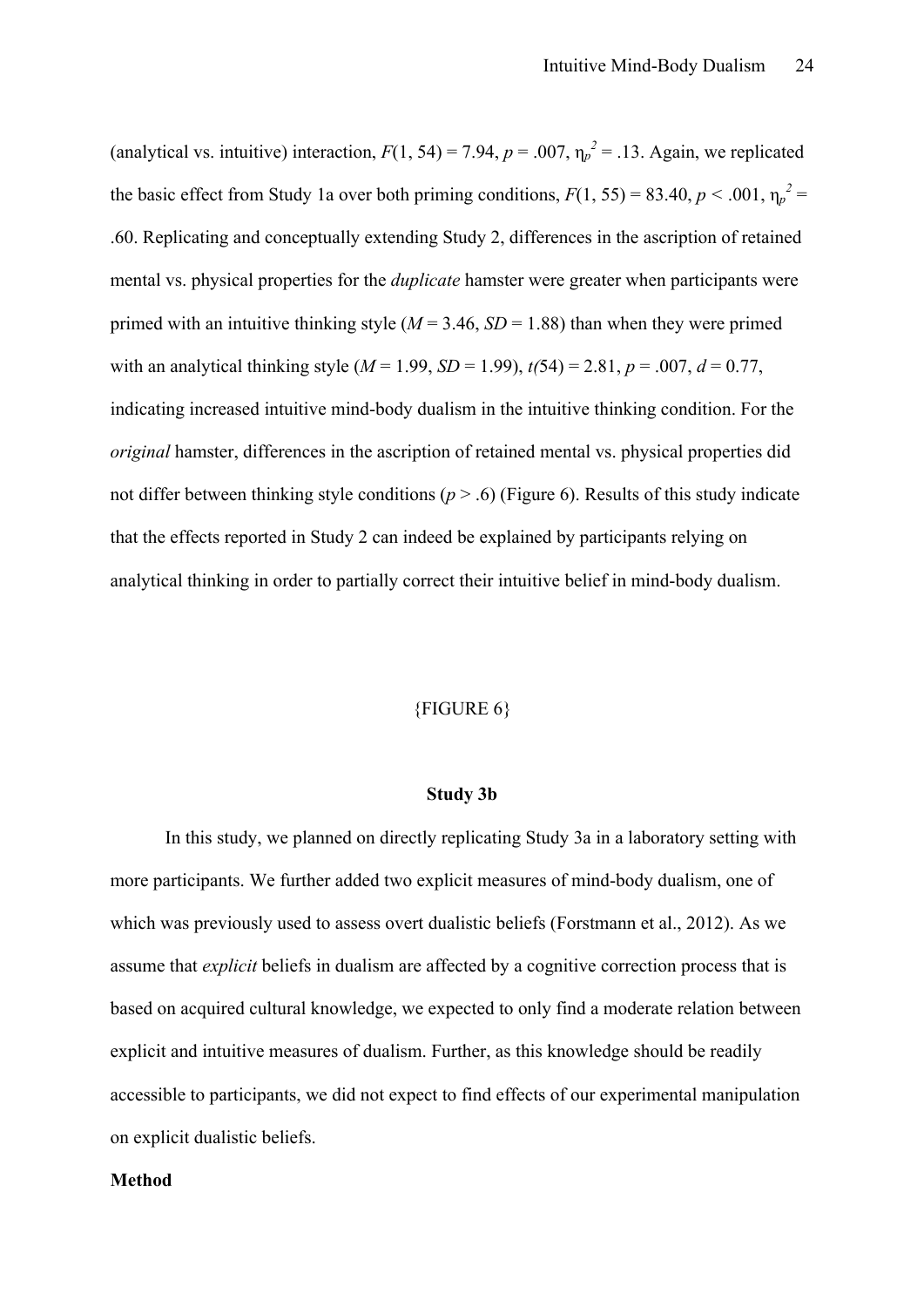(analytical vs. intuitive) interaction, $F(1, 54) = 7.94$, $p = .007$, $\eta_p^2 = .13$. Again, we replicated the basic effect from Study 1a over both priming conditions, $F(1, 55) = 83.40$, $p < .001$, $\eta_p^2 = .60$. Replicating and conceptually extending Study 2, differences in the ascription of retained mental vs. physical properties for the *duplicate* hamster were greater when participants were primed with an intuitive thinking style ($M = 3.46$, $SD = 1.88$) than when they were primed with an analytical thinking style ($M = 1.99$, $SD = 1.99$), $t(54) = 2.81$, $p = .007$, $d = 0.77$, indicating increased intuitive mind-body dualism in the intuitive thinking condition. For the *original* hamster, differences in the ascription of retained mental vs. physical properties did not differ between thinking style conditions ($p > .6$) (Figure 6). Results of this study indicate that the effects reported in Study 2 can indeed be explained by participants relying on analytical thinking in order to partially correct their intuitive belief in mind-body dualism.

{FIGURE 6}

## Study 3b

In this study, we planned on directly replicating Study 3a in a laboratory setting with more participants. We further added two explicit measures of mind-body dualism, one of which was previously used to assess overt dualistic beliefs (Forstmann et al., 2012). As we assume that *explicit* beliefs in dualism are affected by a cognitive correction process that is based on acquired cultural knowledge, we expected to only find a moderate relation between explicit and intuitive measures of dualism. Further, as this knowledge should be readily accessible to participants, we did not expect to find effects of our experimental manipulation on explicit dualistic beliefs.

### Method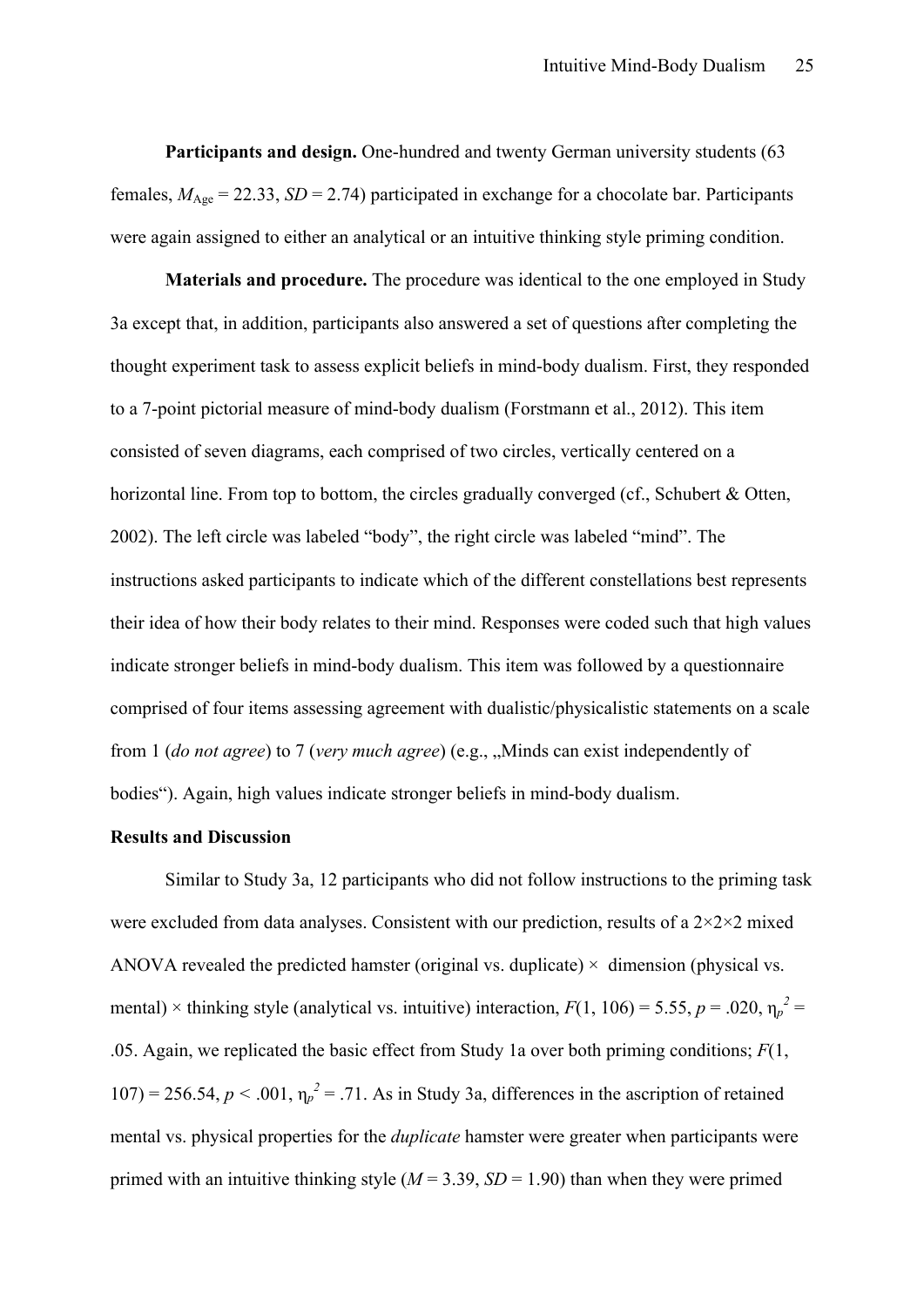**Participants and design.** One-hundred and twenty German university students (63 females, $M_{Age}$ = 22.33, $SD$ = 2.74) participated in exchange for a chocolate bar. Participants were again assigned to either an analytical or an intuitive thinking style priming condition.

**Materials and procedure.** The procedure was identical to the one employed in Study 3a except that, in addition, participants also answered a set of questions after completing the thought experiment task to assess explicit beliefs in mind-body dualism. First, they responded to a 7-point pictorial measure of mind-body dualism (Forstmann et al., 2012). This item consisted of seven diagrams, each comprised of two circles, vertically centered on a horizontal line. From top to bottom, the circles gradually converged (cf., Schubert & Otten, 2002). The left circle was labeled "body", the right circle was labeled "mind". The instructions asked participants to indicate which of the different constellations best represents their idea of how their body relates to their mind. Responses were coded such that high values indicate stronger beliefs in mind-body dualism. This item was followed by a questionnaire comprised of four items assessing agreement with dualistic/physicalistic statements on a scale from 1 (*do not agree*) to 7 (*very much agree*) (e.g., „Minds can exist independently of bodies"). Again, high values indicate stronger beliefs in mind-body dualism.

## Results and Discussion

Similar to Study 3a, 12 participants who did not follow instructions to the priming task were excluded from data analyses. Consistent with our prediction, results of a 2×2×2 mixed ANOVA revealed the predicted hamster (original vs. duplicate) × dimension (physical vs. mental) × thinking style (analytical vs. intuitive) interaction, $F(1, 106) = 5.55$, $p = .020$, $\eta_p^2 = .05$. Again, we replicated the basic effect from Study 1a over both priming conditions; $F(1, 107) = 256.54$, $p < .001$, $\eta_p^2 = .71$. As in Study 3a, differences in the ascription of retained mental vs. physical properties for the *duplicate* hamster were greater when participants were primed with an intuitive thinking style ($M = 3.39$, $SD = 1.90$) than when they were primed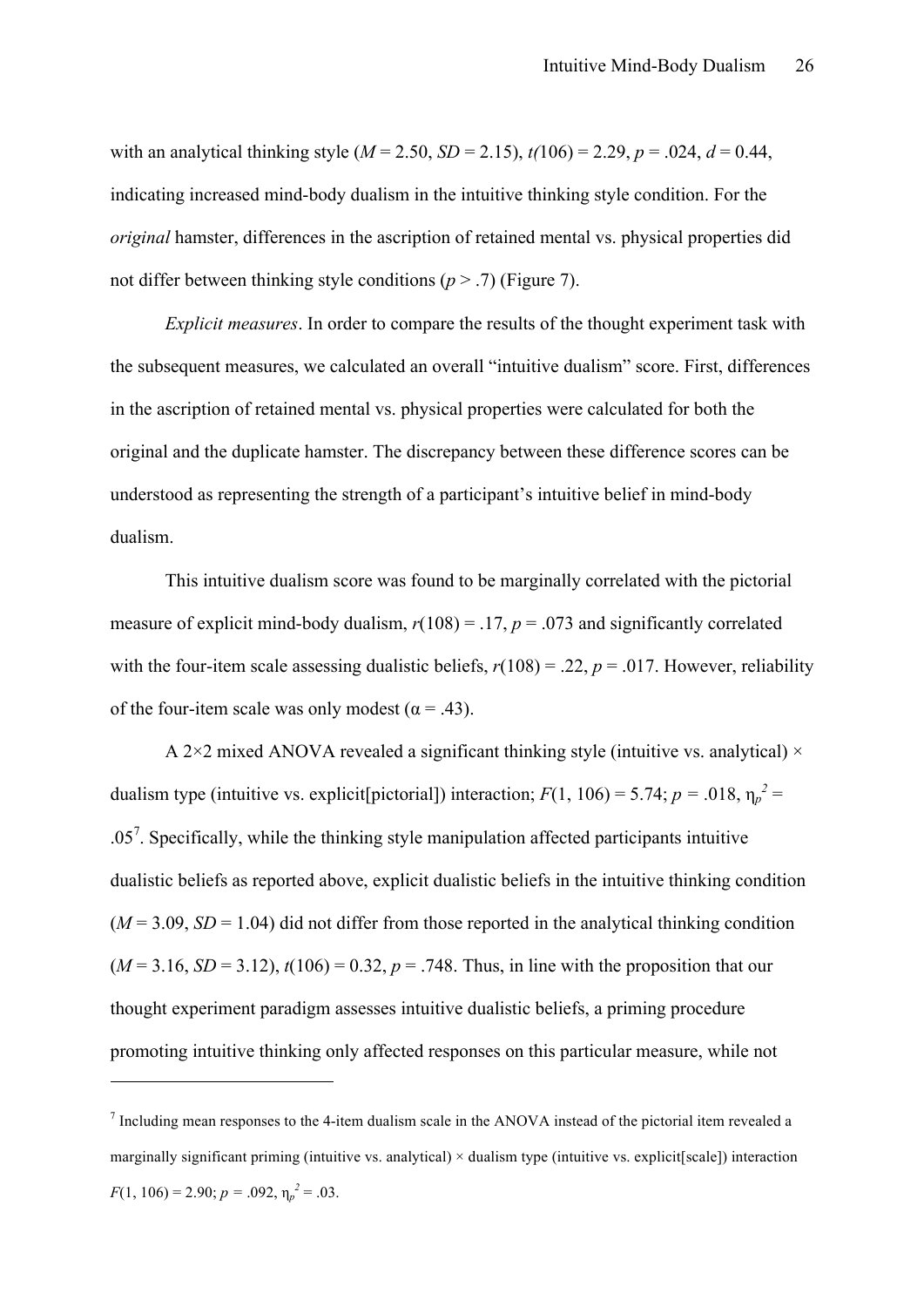with an analytical thinking style ($M$ = 2.50, $SD$ = 2.15), $t(106)$ = 2.29, $p$ = .024, $d$ = 0.44, indicating increased mind-body dualism in the intuitive thinking style condition. For the *original* hamster, differences in the ascription of retained mental vs. physical properties did not differ between thinking style conditions ($p$ > .7) (Figure 7).

*Explicit measures*. In order to compare the results of the thought experiment task with the subsequent measures, we calculated an overall "intuitive dualism" score. First, differences in the ascription of retained mental vs. physical properties were calculated for both the original and the duplicate hamster. The discrepancy between these difference scores can be understood as representing the strength of a participant's intuitive belief in mind-body dualism.

This intuitive dualism score was found to be marginally correlated with the pictorial measure of explicit mind-body dualism, $r(108)$ = .17, $p$ = .073 and significantly correlated with the four-item scale assessing dualistic beliefs, $r(108)$ = .22, $p$ = .017. However, reliability of the four-item scale was only modest ($\alpha$ = .43).

A 2×2 mixed ANOVA revealed a significant thinking style (intuitive vs. analytical) × dualism type (intuitive vs. explicit[pictorial]) interaction; $F(1, 106)$ = 5.74; $p$ = .018, $\eta_p^2$ = .05[7]. Specifically, while the thinking style manipulation affected participants intuitive dualistic beliefs as reported above, explicit dualistic beliefs in the intuitive thinking condition ($M$ = 3.09, $SD$ = 1.04) did not differ from those reported in the analytical thinking condition ($M$ = 3.16, $SD$ = 3.12), $t(106)$ = 0.32, $p$ = .748. Thus, in line with the proposition that our thought experiment paradigm assesses intuitive dualistic beliefs, a priming procedure promoting intuitive thinking only affected responses on this particular measure, while not

[7] Including mean responses to the 4-item dualism scale in the ANOVA instead of the pictorial item revealed a marginally significant priming (intuitive vs. analytical) × dualism type (intuitive vs. explicit[scale]) interaction $F(1, 106)$ = 2.90; $p$ = .092, $\eta_p^2$ = .03.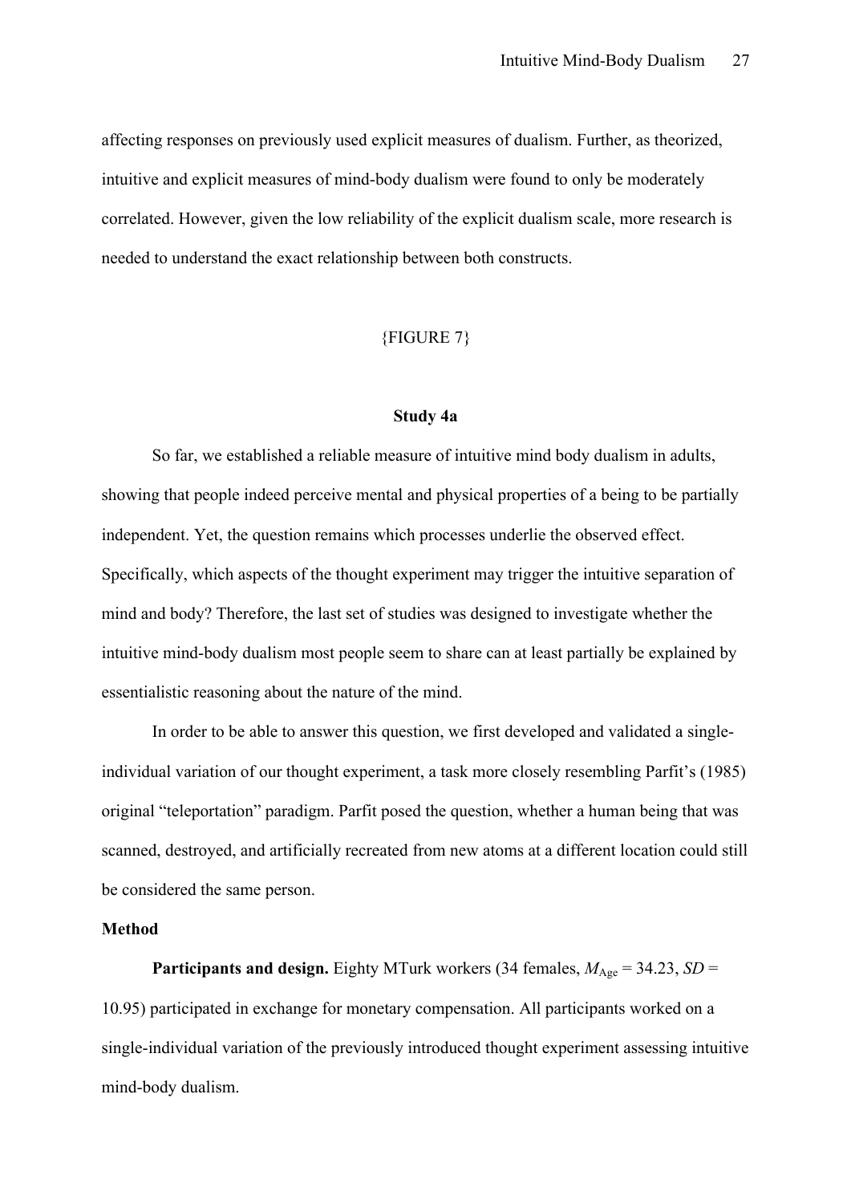affecting responses on previously used explicit measures of dualism. Further, as theorized, intuitive and explicit measures of mind-body dualism were found to only be moderately correlated. However, given the low reliability of the explicit dualism scale, more research is needed to understand the exact relationship between both constructs.

{FIGURE 7}

## Study 4a

So far, we established a reliable measure of intuitive mind body dualism in adults, showing that people indeed perceive mental and physical properties of a being to be partially independent. Yet, the question remains which processes underlie the observed effect. Specifically, which aspects of the thought experiment may trigger the intuitive separation of mind and body? Therefore, the last set of studies was designed to investigate whether the intuitive mind-body dualism most people seem to share can at least partially be explained by essentialistic reasoning about the nature of the mind.

In order to be able to answer this question, we first developed and validated a single-individual variation of our thought experiment, a task more closely resembling Parfit's (1985) original "teleportation" paradigm. Parfit posed the question, whether a human being that was scanned, destroyed, and artificially recreated from new atoms at a different location could still be considered the same person.

### Method

**Participants and design.** Eighty MTurk workers (34 females, $M_{\text{Age}} = 34.23$, $SD = 10.95$) participated in exchange for monetary compensation. All participants worked on a single-individual variation of the previously introduced thought experiment assessing intuitive mind-body dualism.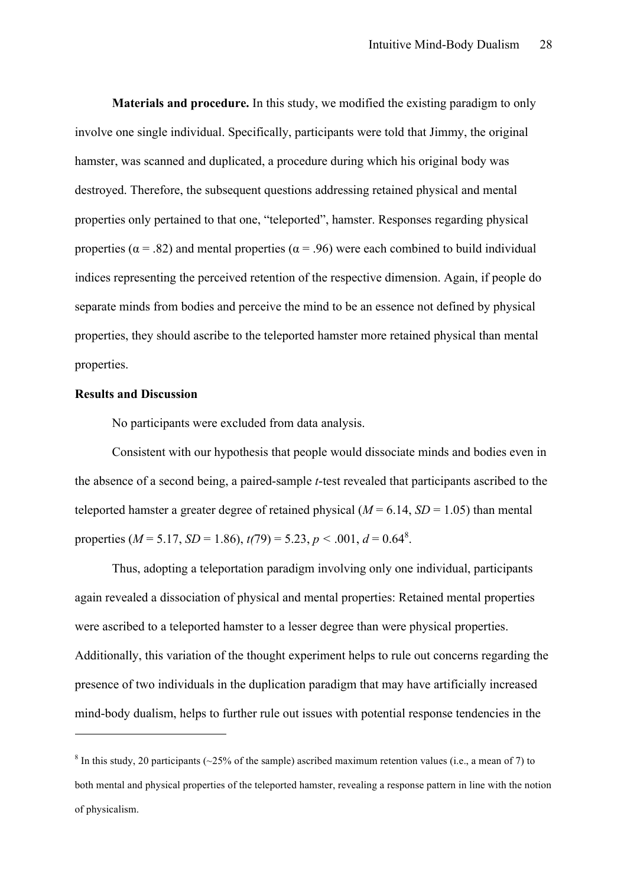**Materials and procedure.** In this study, we modified the existing paradigm to only involve one single individual. Specifically, participants were told that Jimmy, the original hamster, was scanned and duplicated, a procedure during which his original body was destroyed. Therefore, the subsequent questions addressing retained physical and mental properties only pertained to that one, "teleported", hamster. Responses regarding physical properties ($\alpha = .82$) and mental properties ($\alpha = .96$) were each combined to build individual indices representing the perceived retention of the respective dimension. Again, if people do separate minds from bodies and perceive the mind to be an essence not defined by physical properties, they should ascribe to the teleported hamster more retained physical than mental properties.

**Results and Discussion**

No participants were excluded from data analysis.

Consistent with our hypothesis that people would dissociate minds and bodies even in the absence of a second being, a paired-sample *t*-test revealed that participants ascribed to the teleported hamster a greater degree of retained physical ($M = 6.14$, $SD = 1.05$) than mental properties ($M = 5.17$, $SD = 1.86$), $t(79) = 5.23$, $p < .001$, $d = 0.64$[8].

Thus, adopting a teleportation paradigm involving only one individual, participants again revealed a dissociation of physical and mental properties: Retained mental properties were ascribed to a teleported hamster to a lesser degree than were physical properties. Additionally, this variation of the thought experiment helps to rule out concerns regarding the presence of two individuals in the duplication paradigm that may have artificially increased mind-body dualism, helps to further rule out issues with potential response tendencies in the

---

[8] In this study, 20 participants (~25% of the sample) ascribed maximum retention values (i.e., a mean of 7) to both mental and physical properties of the teleported hamster, revealing a response pattern in line with the notion of physicalism.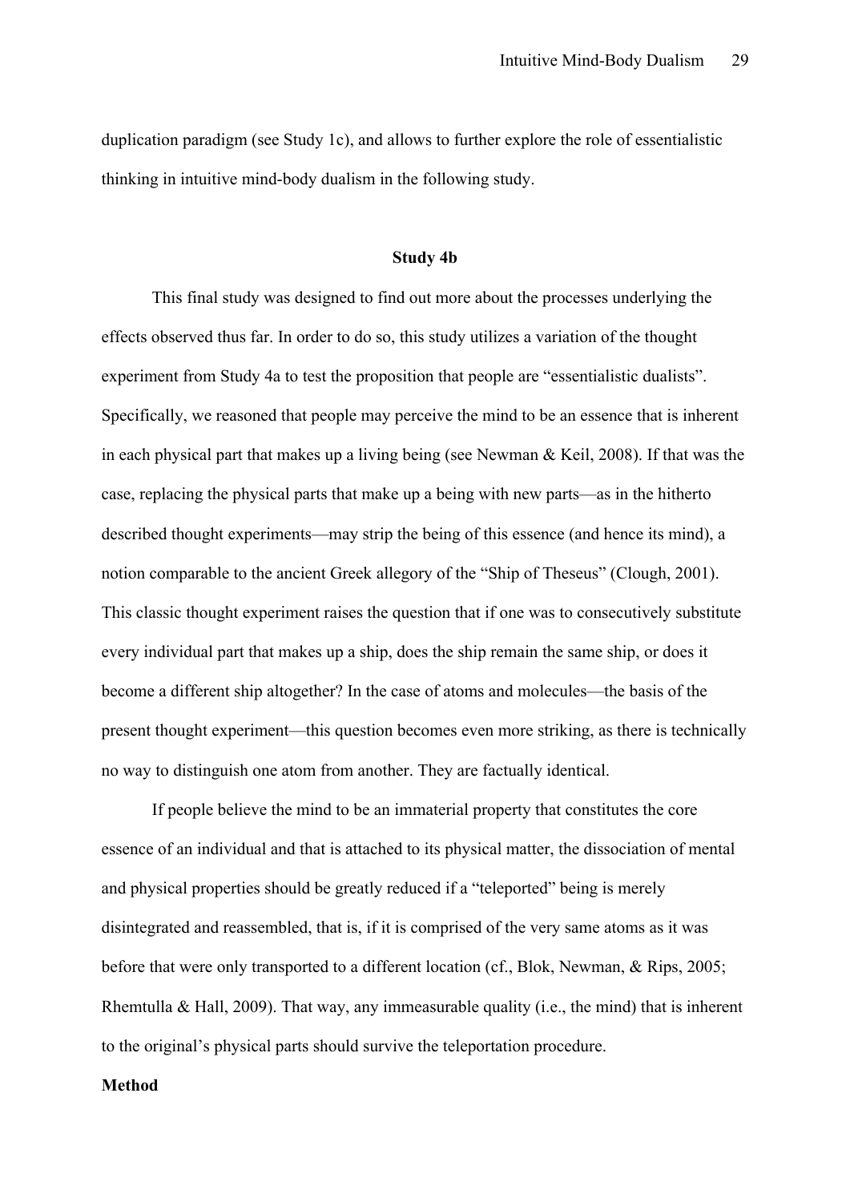duplication paradigm (see Study 1c), and allows to further explore the role of essentialistic thinking in intuitive mind-body dualism in the following study.

## Study 4b

This final study was designed to find out more about the processes underlying the effects observed thus far. In order to do so, this study utilizes a variation of the thought experiment from Study 4a to test the proposition that people are "essentialistic dualists". Specifically, we reasoned that people may perceive the mind to be an essence that is inherent in each physical part that makes up a living being (see Newman & Keil, 2008). If that was the case, replacing the physical parts that make up a being with new parts—as in the hitherto described thought experiments—may strip the being of this essence (and hence its mind), a notion comparable to the ancient Greek allegory of the "Ship of Theseus" (Clough, 2001). This classic thought experiment raises the question that if one was to consecutively substitute every individual part that makes up a ship, does the ship remain the same ship, or does it become a different ship altogether? In the case of atoms and molecules—the basis of the present thought experiment—this question becomes even more striking, as there is technically no way to distinguish one atom from another. They are factually identical.

If people believe the mind to be an immaterial property that constitutes the core essence of an individual and that is attached to its physical matter, the dissociation of mental and physical properties should be greatly reduced if a "teleported" being is merely disintegrated and reassembled, that is, if it is comprised of the very same atoms as it was before that were only transported to a different location (cf., Blok, Newman, & Rips, 2005; Rhemtulla & Hall, 2009). That way, any immeasurable quality (i.e., the mind) that is inherent to the original's physical parts should survive the teleportation procedure.

**Method**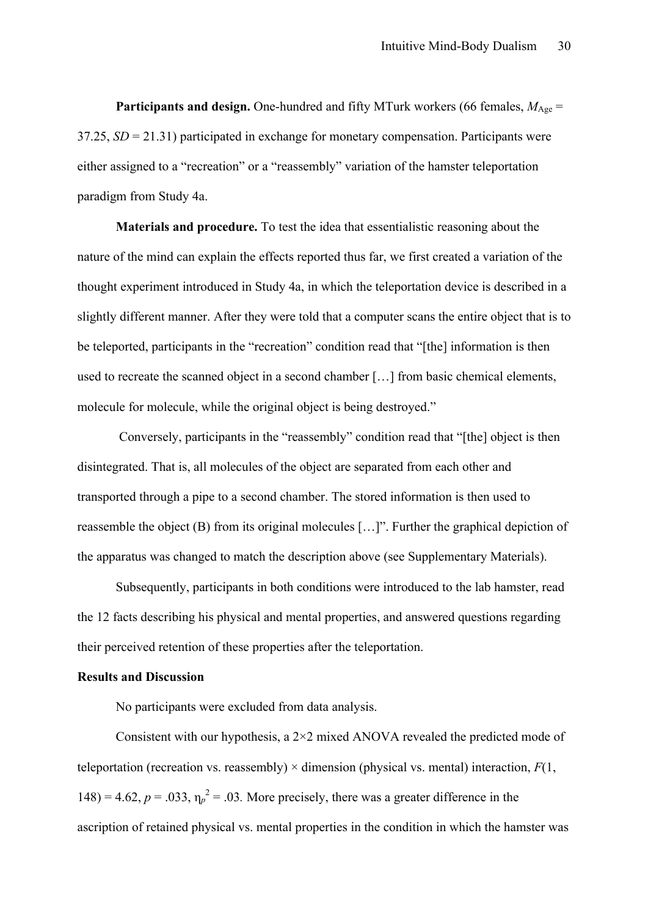**Participants and design.** One-hundred and fifty MTurk workers (66 females, $M_{Age}$ = 37.25, $SD$ = 21.31) participated in exchange for monetary compensation. Participants were either assigned to a "recreation" or a "reassembly" variation of the hamster teleportation paradigm from Study 4a.

**Materials and procedure.** To test the idea that essentialistic reasoning about the nature of the mind can explain the effects reported thus far, we first created a variation of the thought experiment introduced in Study 4a, in which the teleportation device is described in a slightly different manner. After they were told that a computer scans the entire object that is to be teleported, participants in the "recreation" condition read that "[the] information is then used to recreate the scanned object in a second chamber […] from basic chemical elements, molecule for molecule, while the original object is being destroyed."

Conversely, participants in the "reassembly" condition read that "[the] object is then disintegrated. That is, all molecules of the object are separated from each other and transported through a pipe to a second chamber. The stored information is then used to reassemble the object (B) from its original molecules […]". Further the graphical depiction of the apparatus was changed to match the description above (see Supplementary Materials).

Subsequently, participants in both conditions were introduced to the lab hamster, read the 12 facts describing his physical and mental properties, and answered questions regarding their perceived retention of these properties after the teleportation.

## Results and Discussion

No participants were excluded from data analysis.

Consistent with our hypothesis, a 2×2 mixed ANOVA revealed the predicted mode of teleportation (recreation vs. reassembly) × dimension (physical vs. mental) interaction, $F(1, 148) = 4.62$, $p = .033$, $\eta_p^2 = .03$. More precisely, there was a greater difference in the ascription of retained physical vs. mental properties in the condition in which the hamster was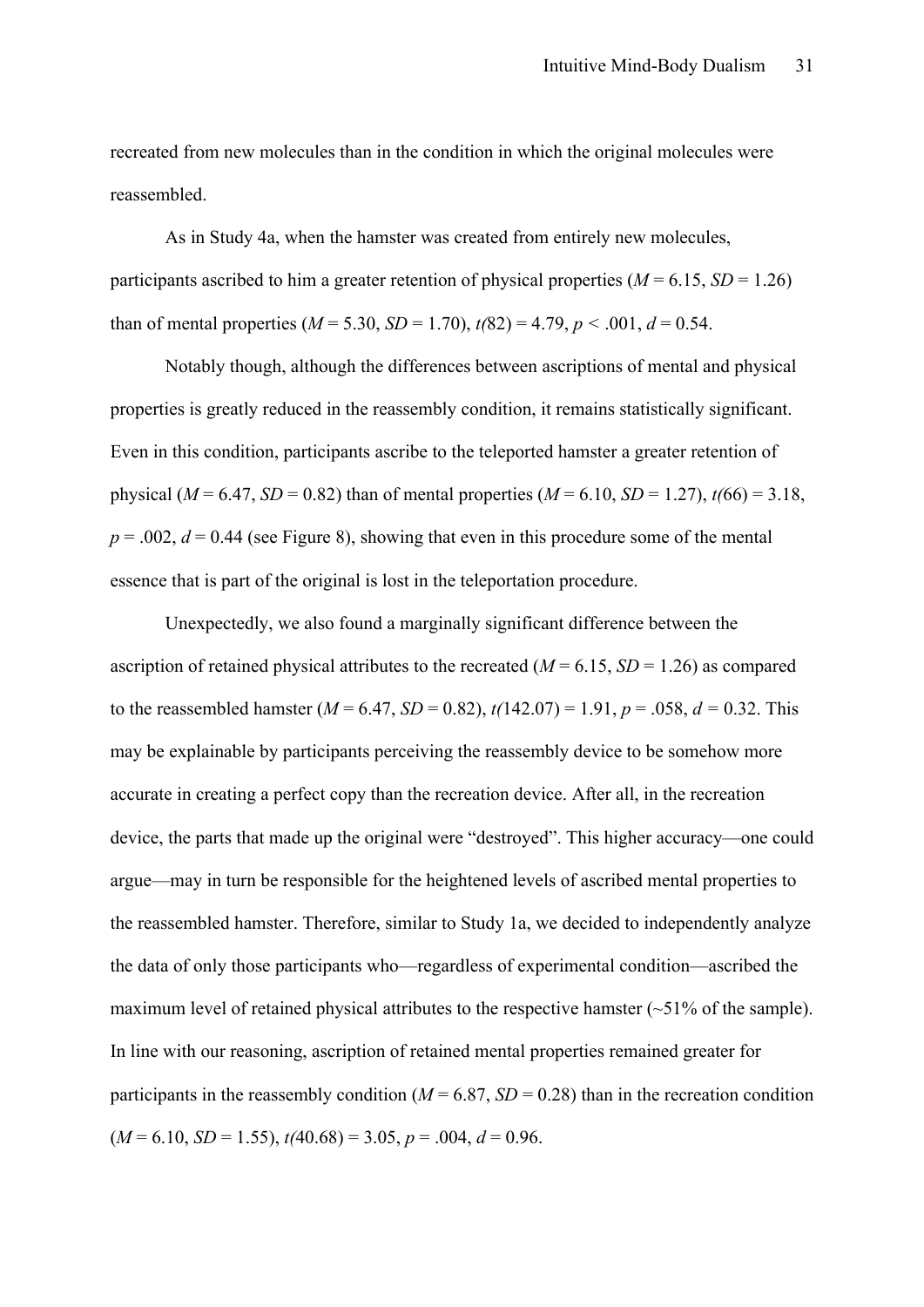recreated from new molecules than in the condition in which the original molecules were reassembled.

As in Study 4a, when the hamster was created from entirely new molecules, participants ascribed to him a greater retention of physical properties ($M$ = 6.15, $SD$ = 1.26) than of mental properties ($M$ = 5.30, $SD$ = 1.70), $t(82)$ = 4.79, $p$ < .001, $d$ = 0.54.

Notably though, although the differences between ascriptions of mental and physical properties is greatly reduced in the reassembly condition, it remains statistically significant. Even in this condition, participants ascribe to the teleported hamster a greater retention of physical ($M$ = 6.47, $SD$ = 0.82) than of mental properties ($M$ = 6.10, $SD$ = 1.27), $t(66)$ = 3.18, $p$ = .002, $d$ = 0.44 (see Figure 8), showing that even in this procedure some of the mental essence that is part of the original is lost in the teleportation procedure.

Unexpectedly, we also found a marginally significant difference between the ascription of retained physical attributes to the recreated ($M$ = 6.15, $SD$ = 1.26) as compared to the reassembled hamster ($M$ = 6.47, $SD$ = 0.82), $t(142.07)$ = 1.91, $p$ = .058, $d$ = 0.32. This may be explainable by participants perceiving the reassembly device to be somehow more accurate in creating a perfect copy than the recreation device. After all, in the recreation device, the parts that made up the original were "destroyed". This higher accuracy—one could argue—may in turn be responsible for the heightened levels of ascribed mental properties to the reassembled hamster. Therefore, similar to Study 1a, we decided to independently analyze the data of only those participants who—regardless of experimental condition—ascribed the maximum level of retained physical attributes to the respective hamster (~51% of the sample). In line with our reasoning, ascription of retained mental properties remained greater for participants in the reassembly condition ($M$ = 6.87, $SD$ = 0.28) than in the recreation condition ($M$ = 6.10, $SD$ = 1.55), $t(40.68)$ = 3.05, $p$ = .004, $d$ = 0.96.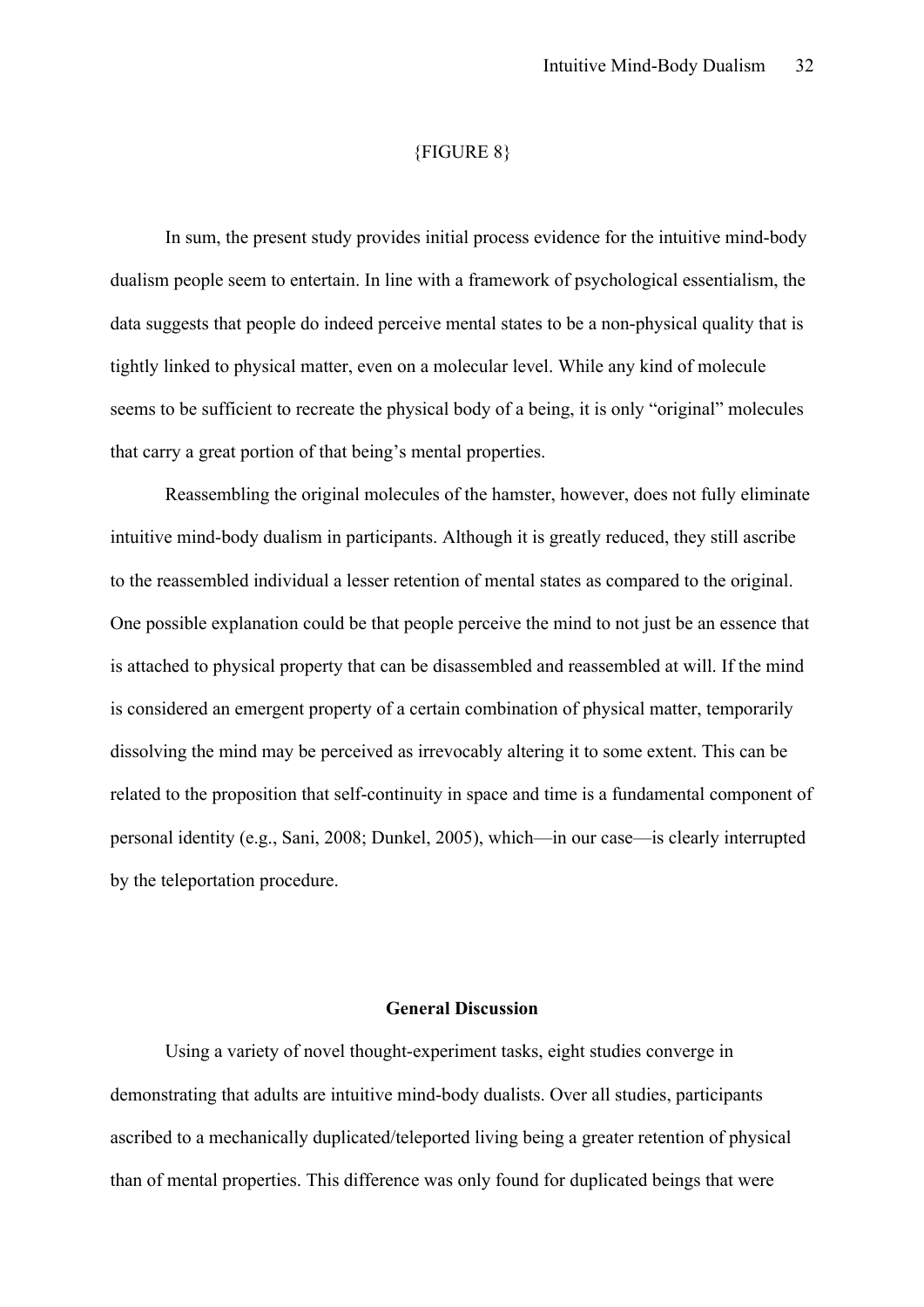{FIGURE 8}

In sum, the present study provides initial process evidence for the intuitive mind-body dualism people seem to entertain. In line with a framework of psychological essentialism, the data suggests that people do indeed perceive mental states to be a non-physical quality that is tightly linked to physical matter, even on a molecular level. While any kind of molecule seems to be sufficient to recreate the physical body of a being, it is only "original" molecules that carry a great portion of that being's mental properties.

Reassembling the original molecules of the hamster, however, does not fully eliminate intuitive mind-body dualism in participants. Although it is greatly reduced, they still ascribe to the reassembled individual a lesser retention of mental states as compared to the original. One possible explanation could be that people perceive the mind to not just be an essence that is attached to physical property that can be disassembled and reassembled at will. If the mind is considered an emergent property of a certain combination of physical matter, temporarily dissolving the mind may be perceived as irrevocably altering it to some extent. This can be related to the proposition that self-continuity in space and time is a fundamental component of personal identity (e.g., Sani, 2008; Dunkel, 2005), which—in our case—is clearly interrupted by the teleportation procedure.

## General Discussion

Using a variety of novel thought-experiment tasks, eight studies converge in demonstrating that adults are intuitive mind-body dualists. Over all studies, participants ascribed to a mechanically duplicated/teleported living being a greater retention of physical than of mental properties. This difference was only found for duplicated beings that were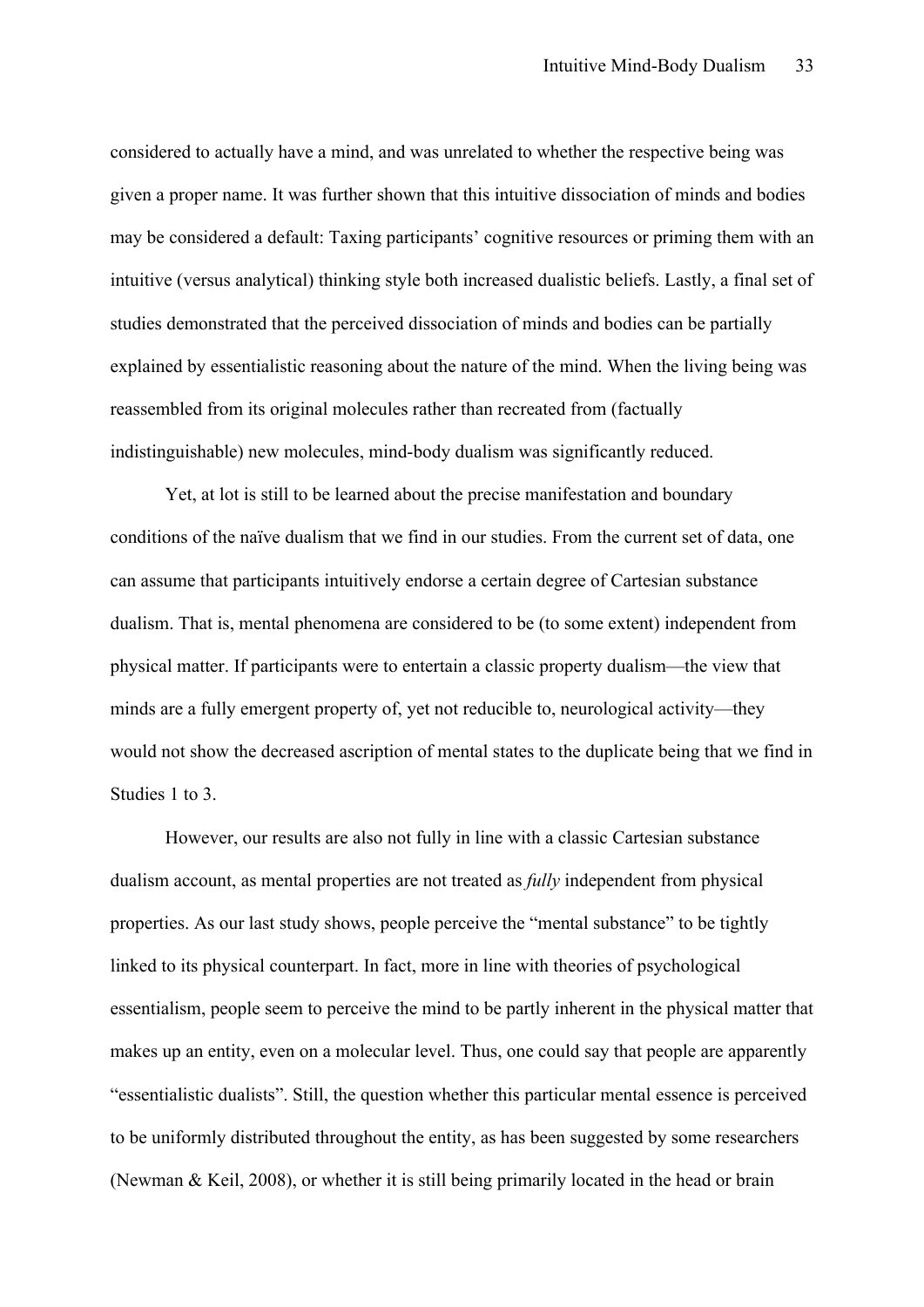considered to actually have a mind, and was unrelated to whether the respective being was given a proper name. It was further shown that this intuitive dissociation of minds and bodies may be considered a default: Taxing participants' cognitive resources or priming them with an intuitive (versus analytical) thinking style both increased dualistic beliefs. Lastly, a final set of studies demonstrated that the perceived dissociation of minds and bodies can be partially explained by essentialistic reasoning about the nature of the mind. When the living being was reassembled from its original molecules rather than recreated from (factually indistinguishable) new molecules, mind-body dualism was significantly reduced.

Yet, at lot is still to be learned about the precise manifestation and boundary conditions of the naïve dualism that we find in our studies. From the current set of data, one can assume that participants intuitively endorse a certain degree of Cartesian substance dualism. That is, mental phenomena are considered to be (to some extent) independent from physical matter. If participants were to entertain a classic property dualism—the view that minds are a fully emergent property of, yet not reducible to, neurological activity—they would not show the decreased ascription of mental states to the duplicate being that we find in Studies 1 to 3.

However, our results are also not fully in line with a classic Cartesian substance dualism account, as mental properties are not treated as *fully* independent from physical properties. As our last study shows, people perceive the "mental substance" to be tightly linked to its physical counterpart. In fact, more in line with theories of psychological essentialism, people seem to perceive the mind to be partly inherent in the physical matter that makes up an entity, even on a molecular level. Thus, one could say that people are apparently "essentialistic dualists". Still, the question whether this particular mental essence is perceived to be uniformly distributed throughout the entity, as has been suggested by some researchers (Newman & Keil, 2008), or whether it is still being primarily located in the head or brain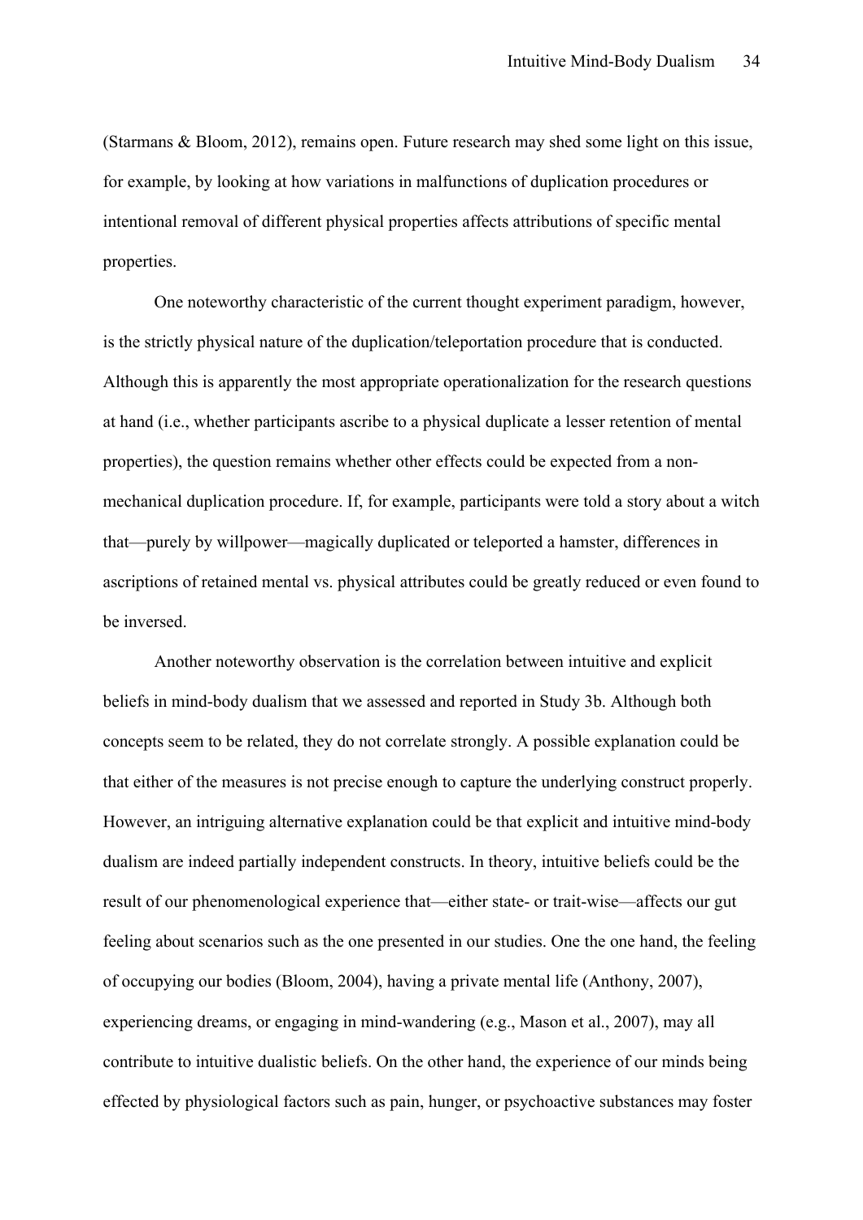(Starmans & Bloom, 2012), remains open. Future research may shed some light on this issue, for example, by looking at how variations in malfunctions of duplication procedures or intentional removal of different physical properties affects attributions of specific mental properties.

One noteworthy characteristic of the current thought experiment paradigm, however, is the strictly physical nature of the duplication/teleportation procedure that is conducted. Although this is apparently the most appropriate operationalization for the research questions at hand (i.e., whether participants ascribe to a physical duplicate a lesser retention of mental properties), the question remains whether other effects could be expected from a non-mechanical duplication procedure. If, for example, participants were told a story about a witch that—purely by willpower—magically duplicated or teleported a hamster, differences in ascriptions of retained mental vs. physical attributes could be greatly reduced or even found to be inversed.

Another noteworthy observation is the correlation between intuitive and explicit beliefs in mind-body dualism that we assessed and reported in Study 3b. Although both concepts seem to be related, they do not correlate strongly. A possible explanation could be that either of the measures is not precise enough to capture the underlying construct properly. However, an intriguing alternative explanation could be that explicit and intuitive mind-body dualism are indeed partially independent constructs. In theory, intuitive beliefs could be the result of our phenomenological experience that—either state- or trait-wise—affects our gut feeling about scenarios such as the one presented in our studies. One the one hand, the feeling of occupying our bodies (Bloom, 2004), having a private mental life (Anthony, 2007), experiencing dreams, or engaging in mind-wandering (e.g., Mason et al., 2007), may all contribute to intuitive dualistic beliefs. On the other hand, the experience of our minds being effected by physiological factors such as pain, hunger, or psychoactive substances may foster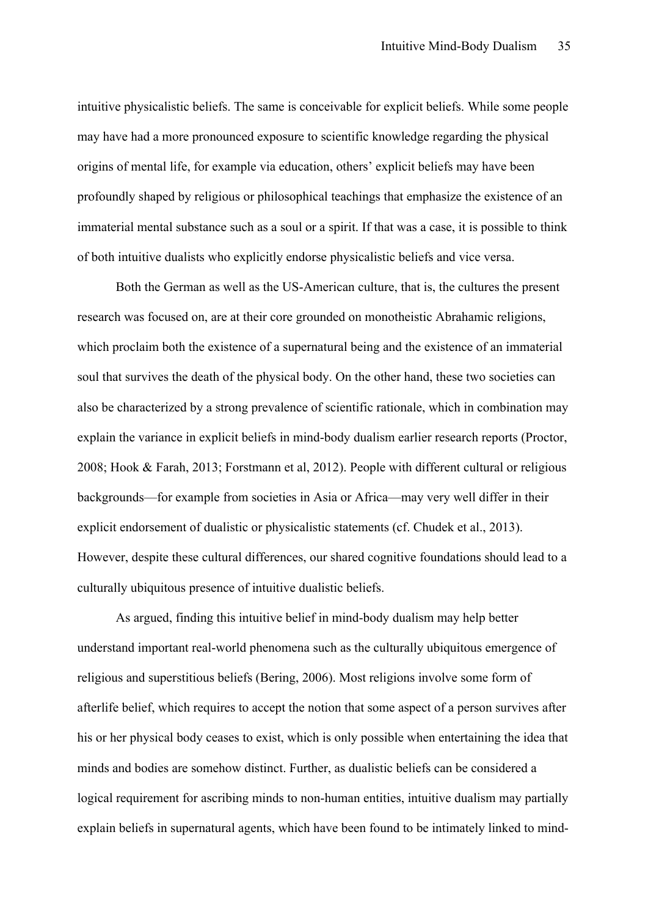intuitive physicalistic beliefs. The same is conceivable for explicit beliefs. While some people may have had a more pronounced exposure to scientific knowledge regarding the physical origins of mental life, for example via education, others' explicit beliefs may have been profoundly shaped by religious or philosophical teachings that emphasize the existence of an immaterial mental substance such as a soul or a spirit. If that was a case, it is possible to think of both intuitive dualists who explicitly endorse physicalistic beliefs and vice versa.

Both the German as well as the US-American culture, that is, the cultures the present research was focused on, are at their core grounded on monotheistic Abrahamic religions, which proclaim both the existence of a supernatural being and the existence of an immaterial soul that survives the death of the physical body. On the other hand, these two societies can also be characterized by a strong prevalence of scientific rationale, which in combination may explain the variance in explicit beliefs in mind-body dualism earlier research reports (Proctor, 2008; Hook & Farah, 2013; Forstmann et al, 2012). People with different cultural or religious backgrounds—for example from societies in Asia or Africa—may very well differ in their explicit endorsement of dualistic or physicalistic statements (cf. Chudek et al., 2013). However, despite these cultural differences, our shared cognitive foundations should lead to a culturally ubiquitous presence of intuitive dualistic beliefs.

As argued, finding this intuitive belief in mind-body dualism may help better understand important real-world phenomena such as the culturally ubiquitous emergence of religious and superstitious beliefs (Bering, 2006). Most religions involve some form of afterlife belief, which requires to accept the notion that some aspect of a person survives after his or her physical body ceases to exist, which is only possible when entertaining the idea that minds and bodies are somehow distinct. Further, as dualistic beliefs can be considered a logical requirement for ascribing minds to non-human entities, intuitive dualism may partially explain beliefs in supernatural agents, which have been found to be intimately linked to mind-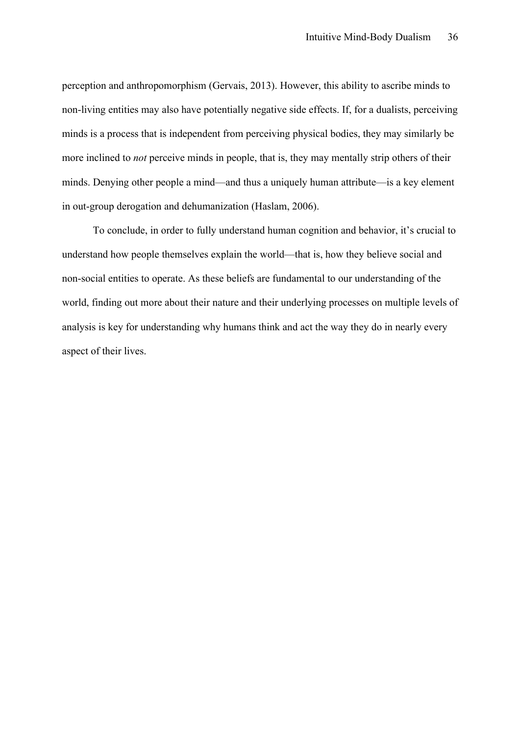perception and anthropomorphism (Gervais, 2013). However, this ability to ascribe minds to non-living entities may also have potentially negative side effects. If, for a dualists, perceiving minds is a process that is independent from perceiving physical bodies, they may similarly be more inclined to *not* perceive minds in people, that is, they may mentally strip others of their minds. Denying other people a mind—and thus a uniquely human attribute—is a key element in out-group derogation and dehumanization (Haslam, 2006).

To conclude, in order to fully understand human cognition and behavior, it's crucial to understand how people themselves explain the world—that is, how they believe social and non-social entities to operate. As these beliefs are fundamental to our understanding of the world, finding out more about their nature and their underlying processes on multiple levels of analysis is key for understanding why humans think and act the way they do in nearly every aspect of their lives.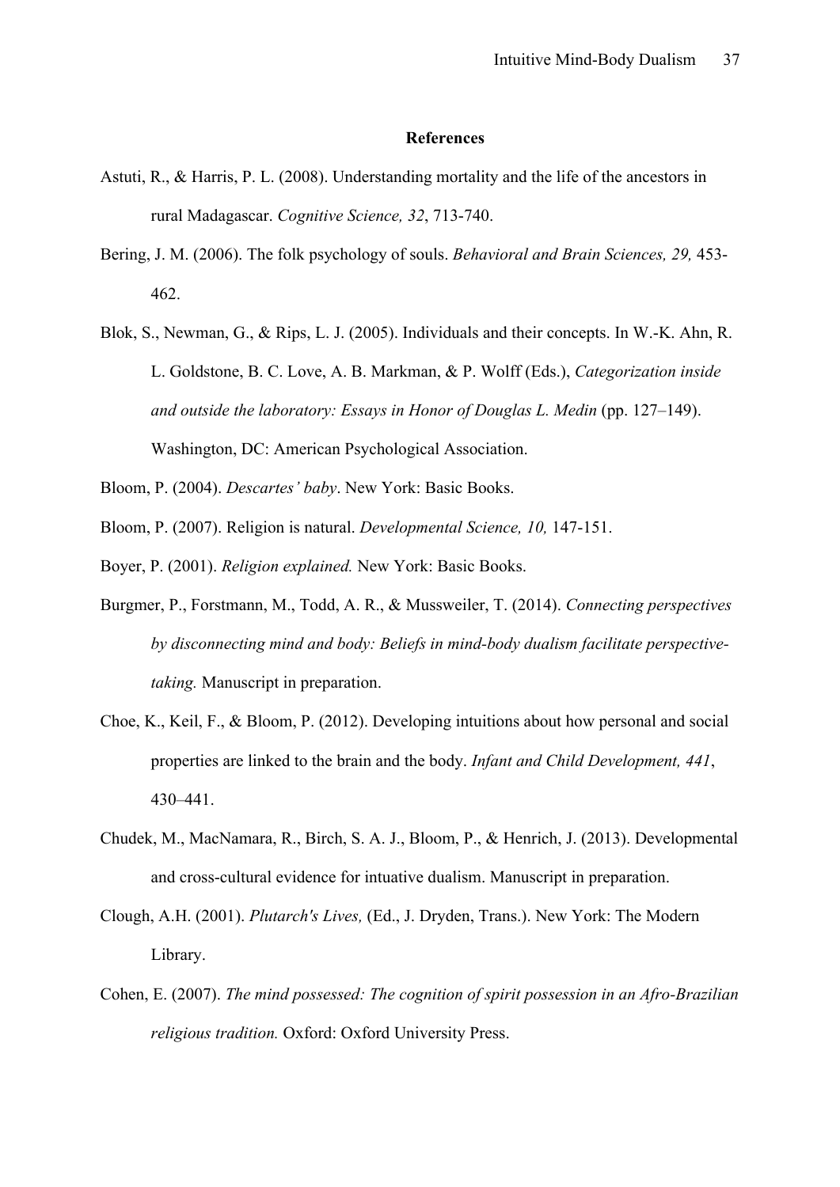# References

Astuti, R., & Harris, P. L. (2008). Understanding mortality and the life of the ancestors in rural Madagascar. *Cognitive Science, 32*, 713-740.

Bering, J. M. (2006). The folk psychology of souls. *Behavioral and Brain Sciences, 29,* 453-462.

Blok, S., Newman, G., & Rips, L. J. (2005). Individuals and their concepts. In W.-K. Ahn, R. L. Goldstone, B. C. Love, A. B. Markman, & P. Wolff (Eds.), *Categorization inside and outside the laboratory: Essays in Honor of Douglas L. Medin* (pp. 127–149). Washington, DC: American Psychological Association.

Bloom, P. (2004). *Descartes' baby*. New York: Basic Books.

Bloom, P. (2007). Religion is natural. *Developmental Science, 10,* 147-151.

Boyer, P. (2001). *Religion explained.* New York: Basic Books.

Burgmer, P., Forstmann, M., Todd, A. R., & Mussweiler, T. (2014). *Connecting perspectives by disconnecting mind and body: Beliefs in mind-body dualism facilitate perspective-taking.* Manuscript in preparation.

Choe, K., Keil, F., & Bloom, P. (2012). Developing intuitions about how personal and social properties are linked to the brain and the body. *Infant and Child Development, 441*, 430–441.

Chudek, M., MacNamara, R., Birch, S. A. J., Bloom, P., & Henrich, J. (2013). Developmental and cross-cultural evidence for intuative dualism. Manuscript in preparation.

Clough, A.H. (2001). *Plutarch's Lives,* (Ed., J. Dryden, Trans.). New York: The Modern Library.

Cohen, E. (2007). *The mind possessed: The cognition of spirit possession in an Afro-Brazilian religious tradition.* Oxford: Oxford University Press.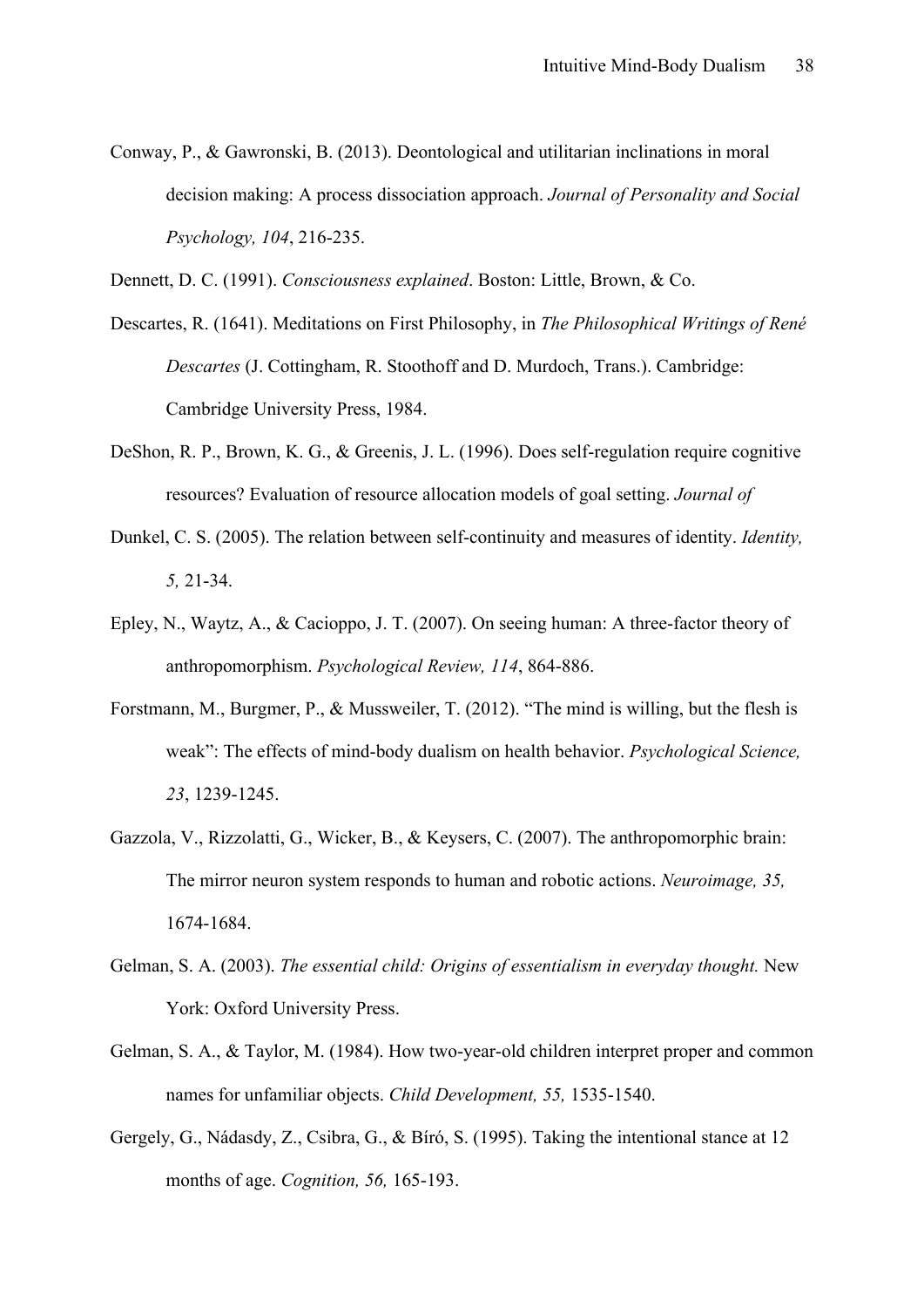Conway, P., & Gawronski, B. (2013). Deontological and utilitarian inclinations in moral decision making: A process dissociation approach. *Journal of Personality and Social Psychology, 104*, 216-235.

Dennett, D. C. (1991). *Consciousness explained*. Boston: Little, Brown, & Co.

Descartes, R. (1641). Meditations on First Philosophy, in *The Philosophical Writings of René Descartes* (J. Cottingham, R. Stoothoff and D. Murdoch, Trans.). Cambridge: Cambridge University Press, 1984.

DeShon, R. P., Brown, K. G., & Greenis, J. L. (1996). Does self-regulation require cognitive resources? Evaluation of resource allocation models of goal setting. *Journal of*

Dunkel, C. S. (2005). The relation between self-continuity and measures of identity. *Identity, 5,* 21-34.

Epley, N., Waytz, A., & Cacioppo, J. T. (2007). On seeing human: A three-factor theory of anthropomorphism. *Psychological Review, 114*, 864-886.

Forstmann, M., Burgmer, P., & Mussweiler, T. (2012). "The mind is willing, but the flesh is weak": The effects of mind-body dualism on health behavior. *Psychological Science, 23*, 1239-1245.

Gazzola, V., Rizzolatti, G., Wicker, B., & Keysers, C. (2007). The anthropomorphic brain: The mirror neuron system responds to human and robotic actions. *Neuroimage, 35,* 1674-1684.

Gelman, S. A. (2003). *The essential child: Origins of essentialism in everyday thought.* New York: Oxford University Press.

Gelman, S. A., & Taylor, M. (1984). How two-year-old children interpret proper and common names for unfamiliar objects. *Child Development, 55,* 1535-1540.

Gergely, G., Nádasdy, Z., Csibra, G., & Bíró, S. (1995). Taking the intentional stance at 12 months of age. *Cognition, 56,* 165-193.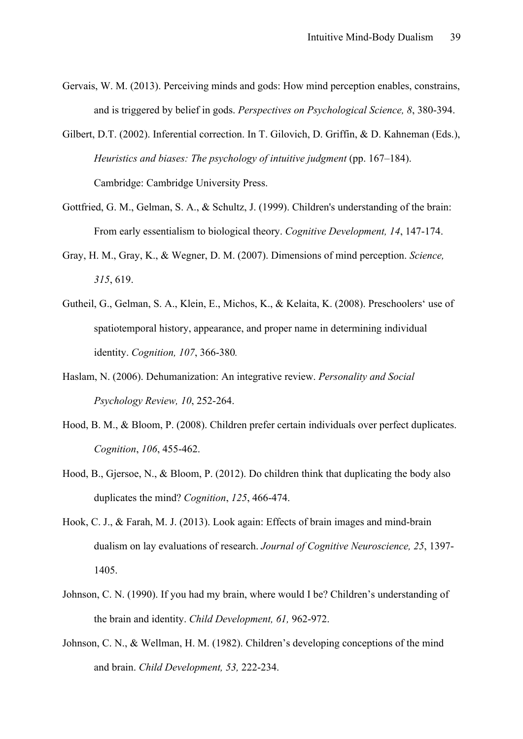Gervais, W. M. (2013). Perceiving minds and gods: How mind perception enables, constrains, and is triggered by belief in gods. *Perspectives on Psychological Science, 8*, 380-394.

Gilbert, D.T. (2002). Inferential correction. In T. Gilovich, D. Griffin, & D. Kahneman (Eds.), *Heuristics and biases: The psychology of intuitive judgment* (pp. 167–184). Cambridge: Cambridge University Press.

Gottfried, G. M., Gelman, S. A., & Schultz, J. (1999). Children's understanding of the brain: From early essentialism to biological theory. *Cognitive Development, 14*, 147-174.

Gray, H. M., Gray, K., & Wegner, D. M. (2007). Dimensions of mind perception. *Science, 315*, 619.

Gutheil, G., Gelman, S. A., Klein, E., Michos, K., & Kelaita, K. (2008). Preschoolers' use of spatiotemporal history, appearance, and proper name in determining individual identity. *Cognition, 107*, 366-380*.*

Haslam, N. (2006). Dehumanization: An integrative review. *Personality and Social Psychology Review, 10*, 252-264.

Hood, B. M., & Bloom, P. (2008). Children prefer certain individuals over perfect duplicates. *Cognition*, *106*, 455-462.

Hood, B., Gjersoe, N., & Bloom, P. (2012). Do children think that duplicating the body also duplicates the mind? *Cognition*, *125*, 466-474.

Hook, C. J., & Farah, M. J. (2013). Look again: Effects of brain images and mind-brain dualism on lay evaluations of research. *Journal of Cognitive Neuroscience, 25*, 1397-1405.

Johnson, C. N. (1990). If you had my brain, where would I be? Children's understanding of the brain and identity. *Child Development, 61,* 962-972.

Johnson, C. N., & Wellman, H. M. (1982). Children's developing conceptions of the mind and brain. *Child Development, 53,* 222-234.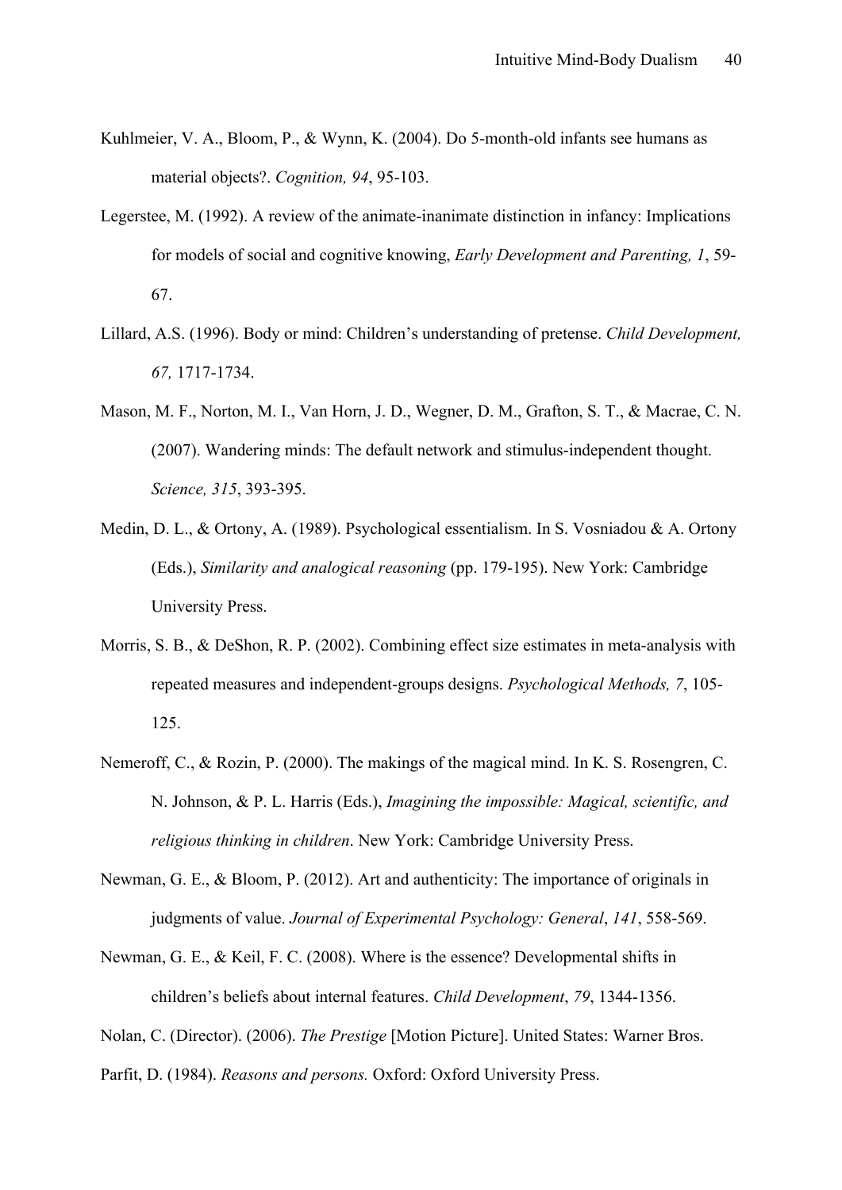Kuhlmeier, V. A., Bloom, P., & Wynn, K. (2004). Do 5-month-old infants see humans as material objects?. *Cognition, 94*, 95-103.

Legerstee, M. (1992). A review of the animate-inanimate distinction in infancy: Implications for models of social and cognitive knowing, *Early Development and Parenting, 1*, 59-67.

Lillard, A.S. (1996). Body or mind: Children's understanding of pretense. *Child Development, 67,* 1717-1734.

Mason, M. F., Norton, M. I., Van Horn, J. D., Wegner, D. M., Grafton, S. T., & Macrae, C. N. (2007). Wandering minds: The default network and stimulus-independent thought. *Science, 315*, 393-395.

Medin, D. L., & Ortony, A. (1989). Psychological essentialism. In S. Vosniadou & A. Ortony (Eds.), *Similarity and analogical reasoning* (pp. 179-195). New York: Cambridge University Press.

Morris, S. B., & DeShon, R. P. (2002). Combining effect size estimates in meta-analysis with repeated measures and independent-groups designs. *Psychological Methods, 7*, 105-125.

Nemeroff, C., & Rozin, P. (2000). The makings of the magical mind. In K. S. Rosengren, C. N. Johnson, & P. L. Harris (Eds.), *Imagining the impossible: Magical, scientific, and religious thinking in children*. New York: Cambridge University Press.

Newman, G. E., & Bloom, P. (2012). Art and authenticity: The importance of originals in judgments of value. *Journal of Experimental Psychology: General*, *141*, 558-569.

Newman, G. E., & Keil, F. C. (2008). Where is the essence? Developmental shifts in children's beliefs about internal features. *Child Development*, *79*, 1344-1356.

Nolan, C. (Director). (2006). *The Prestige* [Motion Picture]. United States: Warner Bros.

Parfit, D. (1984). *Reasons and persons.* Oxford: Oxford University Press.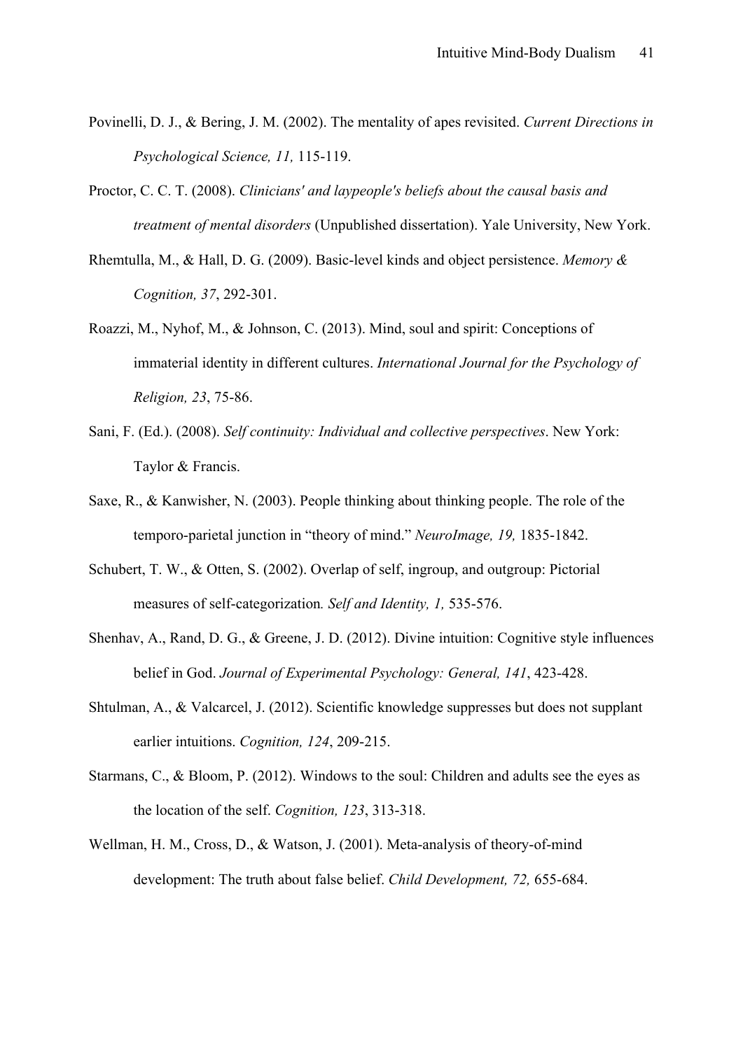Povinelli, D. J., & Bering, J. M. (2002). The mentality of apes revisited. *Current Directions in Psychological Science, 11,* 115-119.

Proctor, C. C. T. (2008). *Clinicians' and laypeople's beliefs about the causal basis and treatment of mental disorders* (Unpublished dissertation). Yale University, New York.

Rhemtulla, M., & Hall, D. G. (2009). Basic-level kinds and object persistence. *Memory & Cognition, 37*, 292-301.

Roazzi, M., Nyhof, M., & Johnson, C. (2013). Mind, soul and spirit: Conceptions of immaterial identity in different cultures. *International Journal for the Psychology of Religion, 23*, 75-86.

Sani, F. (Ed.). (2008). *Self continuity: Individual and collective perspectives*. New York: Taylor & Francis.

Saxe, R., & Kanwisher, N. (2003). People thinking about thinking people. The role of the temporo-parietal junction in "theory of mind." *NeuroImage, 19,* 1835-1842.

Schubert, T. W., & Otten, S. (2002). Overlap of self, ingroup, and outgroup: Pictorial measures of self-categorization*. Self and Identity, 1,* 535-576.

Shenhav, A., Rand, D. G., & Greene, J. D. (2012). Divine intuition: Cognitive style influences belief in God. *Journal of Experimental Psychology: General, 141*, 423-428.

Shtulman, A., & Valcarcel, J. (2012). Scientific knowledge suppresses but does not supplant earlier intuitions. *Cognition, 124*, 209-215.

Starmans, C., & Bloom, P. (2012). Windows to the soul: Children and adults see the eyes as the location of the self. *Cognition, 123*, 313-318.

Wellman, H. M., Cross, D., & Watson, J. (2001). Meta-analysis of theory-of-mind development: The truth about false belief. *Child Development, 72,* 655-684.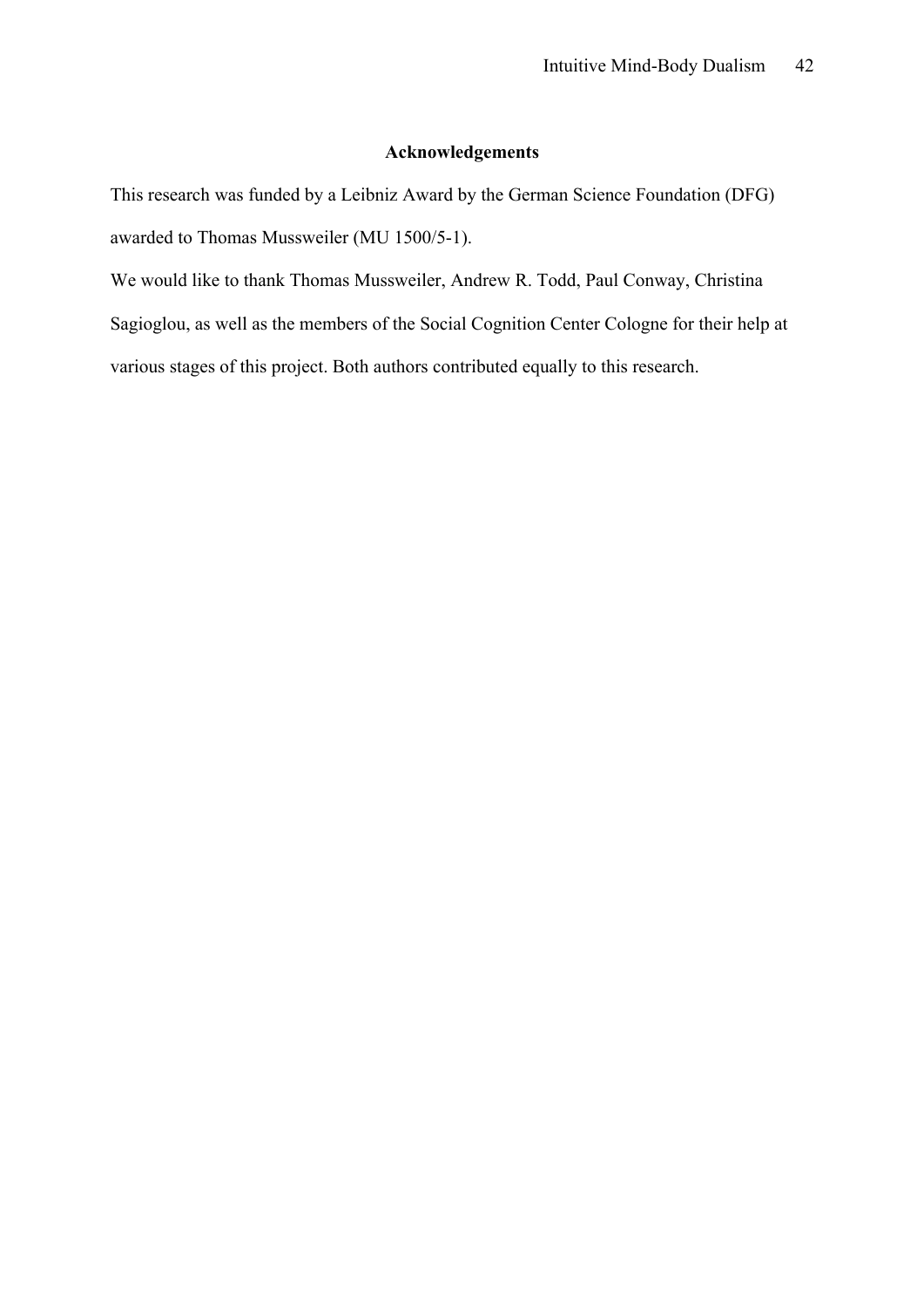## Acknowledgements

This research was funded by a Leibniz Award by the German Science Foundation (DFG) awarded to Thomas Mussweiler (MU 1500/5-1).

We would like to thank Thomas Mussweiler, Andrew R. Todd, Paul Conway, Christina Sagioglou, as well as the members of the Social Cognition Center Cologne for their help at various stages of this project. Both authors contributed equally to this research.